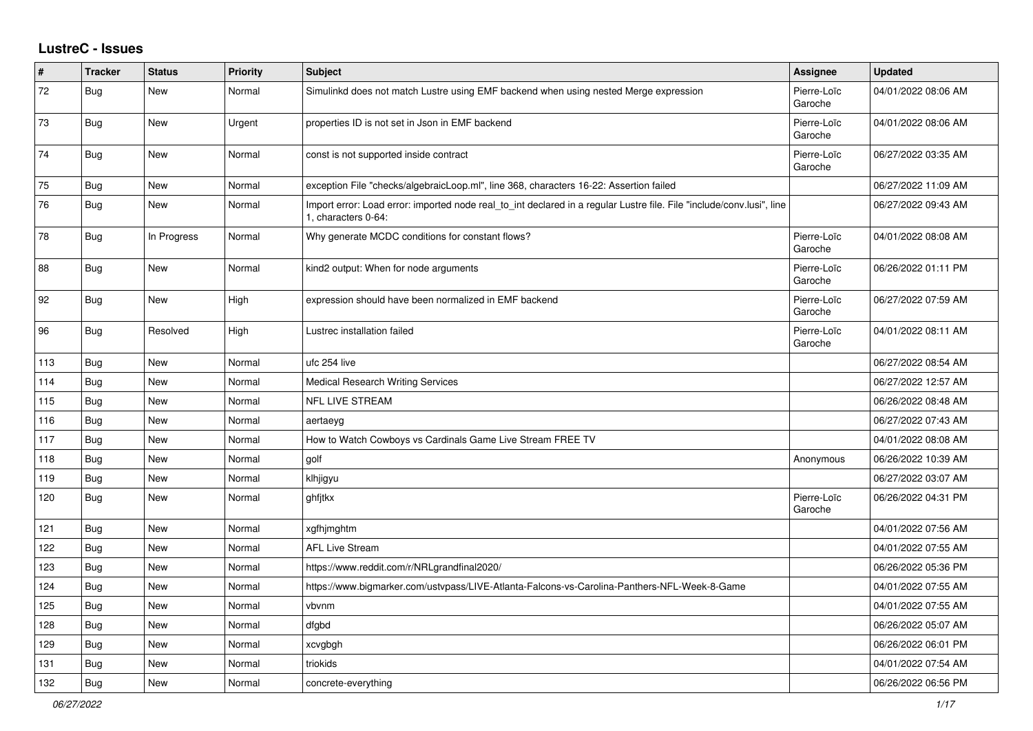# LustreC - Issues

| # | Tracker | Status | Priority | Subject | Assignee | Updated |
|---|---|---|---|---|---|---|
| 72 | Bug | New | Normal | Simulinkd does not match Lustre using EMF backend when using nested Merge expression | Pierre-Loïc Garoche | 04/01/2022 08:06 AM |
| 73 | Bug | New | Urgent | properties ID is not set in Json in EMF backend | Pierre-Loïc Garoche | 04/01/2022 08:06 AM |
| 74 | Bug | New | Normal | const is not supported inside contract | Pierre-Loïc Garoche | 06/27/2022 03:35 AM |
| 75 | Bug | New | Normal | exception File "checks/algebraicLoop.ml", line 368, characters 16-22: Assertion failed | | 06/27/2022 11:09 AM |
| 76 | Bug | New | Normal | Import error: Load error: imported node real_to_int declared in a regular Lustre file. File "include/conv.lusi", line 1, characters 0-64: | | 06/27/2022 09:43 AM |
| 78 | Bug | In Progress | Normal | Why generate MCDC conditions for constant flows? | Pierre-Loïc Garoche | 04/01/2022 08:08 AM |
| 88 | Bug | New | Normal | kind2 output: When for node arguments | Pierre-Loïc Garoche | 06/26/2022 01:11 PM |
| 92 | Bug | New | High | expression should have been normalized in EMF backend | Pierre-Loïc Garoche | 06/27/2022 07:59 AM |
| 96 | Bug | Resolved | High | Lustrec installation failed | Pierre-Loïc Garoche | 04/01/2022 08:11 AM |
| 113 | Bug | New | Normal | ufc 254 live | | 06/27/2022 08:54 AM |
| 114 | Bug | New | Normal | Medical Research Writing Services | | 06/27/2022 12:57 AM |
| 115 | Bug | New | Normal | NFL LIVE STREAM | | 06/26/2022 08:48 AM |
| 116 | Bug | New | Normal | aertaeyg | | 06/27/2022 07:43 AM |
| 117 | Bug | New | Normal | How to Watch Cowboys vs Cardinals Game Live Stream FREE TV | | 04/01/2022 08:08 AM |
| 118 | Bug | New | Normal | golf | Anonymous | 06/26/2022 10:39 AM |
| 119 | Bug | New | Normal | klhjigyu | | 06/27/2022 03:07 AM |
| 120 | Bug | New | Normal | ghfjtkx | Pierre-Loïc Garoche | 06/26/2022 04:31 PM |
| 121 | Bug | New | Normal | xgfhjmghtm | | 04/01/2022 07:56 AM |
| 122 | Bug | New | Normal | AFL Live Stream | | 04/01/2022 07:55 AM |
| 123 | Bug | New | Normal | https://www.reddit.com/r/NRLgrandfinal2020/ | | 06/26/2022 05:36 PM |
| 124 | Bug | New | Normal | https://www.bigmarker.com/ustvpass/LIVE-Atlanta-Falcons-vs-Carolina-Panthers-NFL-Week-8-Game | | 04/01/2022 07:55 AM |
| 125 | Bug | New | Normal | vbvnm | | 04/01/2022 07:55 AM |
| 128 | Bug | New | Normal | dfgbd | | 06/26/2022 05:07 AM |
| 129 | Bug | New | Normal | xcvgbgh | | 06/26/2022 06:01 PM |
| 131 | Bug | New | Normal | triokids | | 04/01/2022 07:54 AM |
| 132 | Bug | New | Normal | concrete-everything | | 06/26/2022 06:56 PM |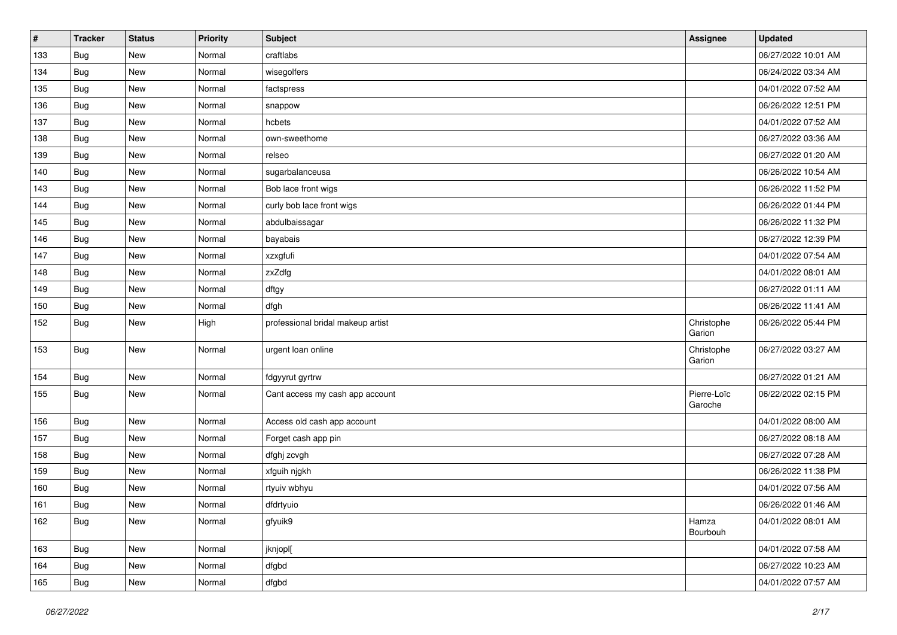| # | Tracker | Status | Priority | Subject | Assignee | Updated |
|---|---|---|---|---|---|---|
| 133 | Bug | New | Normal | craftlabs | | 06/27/2022 10:01 AM |
| 134 | Bug | New | Normal | wisegolfers | | 06/24/2022 03:34 AM |
| 135 | Bug | New | Normal | factspress | | 04/01/2022 07:52 AM |
| 136 | Bug | New | Normal | snappow | | 06/26/2022 12:51 PM |
| 137 | Bug | New | Normal | hcbets | | 04/01/2022 07:52 AM |
| 138 | Bug | New | Normal | own-sweethome | | 06/27/2022 03:36 AM |
| 139 | Bug | New | Normal | relseo | | 06/27/2022 01:20 AM |
| 140 | Bug | New | Normal | sugarbalanceusa | | 06/26/2022 10:54 AM |
| 143 | Bug | New | Normal | Bob lace front wigs | | 06/26/2022 11:52 PM |
| 144 | Bug | New | Normal | curly bob lace front wigs | | 06/26/2022 01:44 PM |
| 145 | Bug | New | Normal | abdulbaissagar | | 06/26/2022 11:32 PM |
| 146 | Bug | New | Normal | bayabais | | 06/27/2022 12:39 PM |
| 147 | Bug | New | Normal | xzxgfufi | | 04/01/2022 07:54 AM |
| 148 | Bug | New | Normal | zxZdfg | | 04/01/2022 08:01 AM |
| 149 | Bug | New | Normal | dftgy | | 06/27/2022 01:11 AM |
| 150 | Bug | New | Normal | dfgh | | 06/26/2022 11:41 AM |
| 152 | Bug | New | High | professional bridal makeup artist | Christophe Garion | 06/26/2022 05:44 PM |
| 153 | Bug | New | Normal | urgent loan online | Christophe Garion | 06/27/2022 03:27 AM |
| 154 | Bug | New | Normal | fdgyyrut gyrtrw | | 06/27/2022 01:21 AM |
| 155 | Bug | New | Normal | Cant access my cash app account | Pierre-Loïc Garoche | 06/22/2022 02:15 PM |
| 156 | Bug | New | Normal | Access old cash app account | | 04/01/2022 08:00 AM |
| 157 | Bug | New | Normal | Forget cash app pin | | 06/27/2022 08:18 AM |
| 158 | Bug | New | Normal | dfghj zcvgh | | 06/27/2022 07:28 AM |
| 159 | Bug | New | Normal | xfguih njgkh | | 06/26/2022 11:38 PM |
| 160 | Bug | New | Normal | rtyuiv wbhyu | | 04/01/2022 07:56 AM |
| 161 | Bug | New | Normal | dfdrtyuio | | 06/26/2022 01:46 AM |
| 162 | Bug | New | Normal | gfyuik9 | Hamza Bourbouh | 04/01/2022 08:01 AM |
| 163 | Bug | New | Normal | jknjopl[ | | 04/01/2022 07:58 AM |
| 164 | Bug | New | Normal | dfgbd | | 06/27/2022 10:23 AM |
| 165 | Bug | New | Normal | dfgbd | | 04/01/2022 07:57 AM |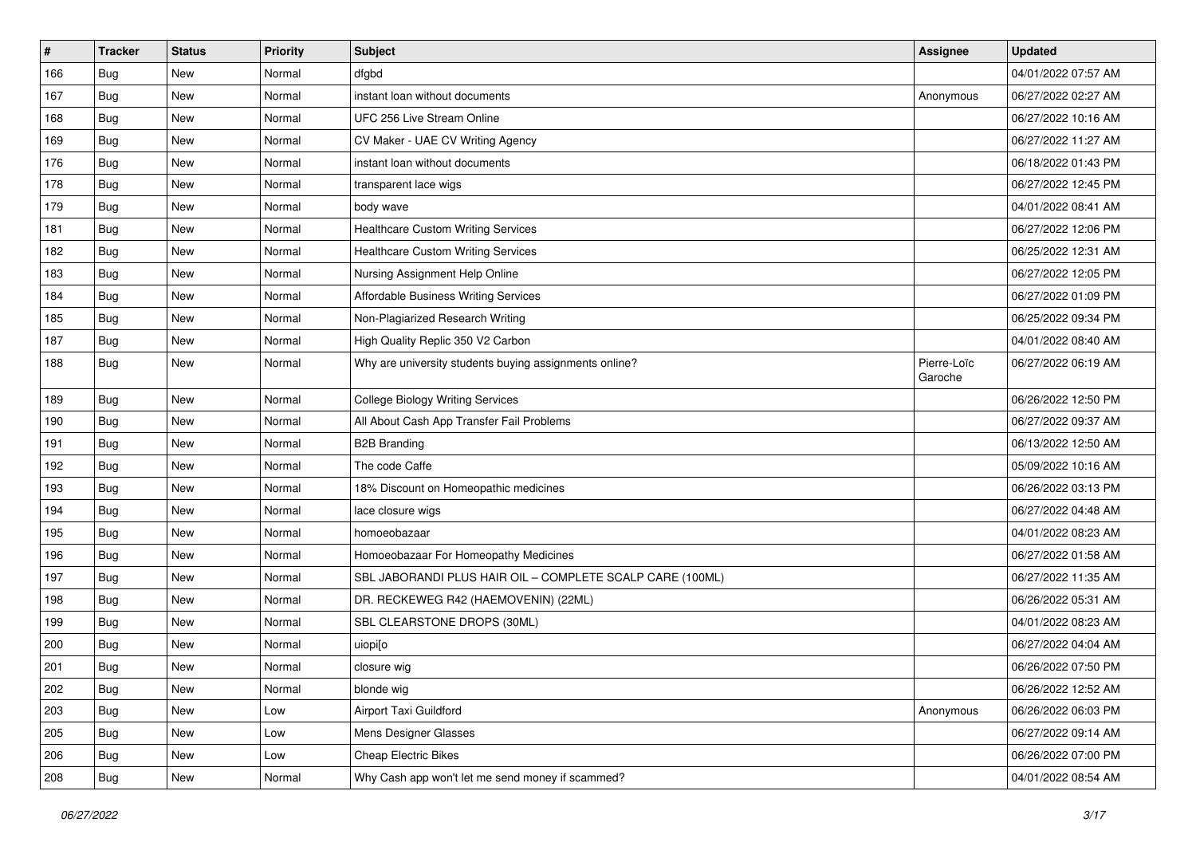| # | Tracker | Status | Priority | Subject | Assignee | Updated |
|---|---|---|---|---|---|---|
| 166 | Bug | New | Normal | dfgbd | | 04/01/2022 07:57 AM |
| 167 | Bug | New | Normal | instant loan without documents | Anonymous | 06/27/2022 02:27 AM |
| 168 | Bug | New | Normal | UFC 256 Live Stream Online | | 06/27/2022 10:16 AM |
| 169 | Bug | New | Normal | CV Maker - UAE CV Writing Agency | | 06/27/2022 11:27 AM |
| 176 | Bug | New | Normal | instant loan without documents | | 06/18/2022 01:43 PM |
| 178 | Bug | New | Normal | transparent lace wigs | | 06/27/2022 12:45 PM |
| 179 | Bug | New | Normal | body wave | | 04/01/2022 08:41 AM |
| 181 | Bug | New | Normal | Healthcare Custom Writing Services | | 06/27/2022 12:06 PM |
| 182 | Bug | New | Normal | Healthcare Custom Writing Services | | 06/25/2022 12:31 AM |
| 183 | Bug | New | Normal | Nursing Assignment Help Online | | 06/27/2022 12:05 PM |
| 184 | Bug | New | Normal | Affordable Business Writing Services | | 06/27/2022 01:09 PM |
| 185 | Bug | New | Normal | Non-Plagiarized Research Writing | | 06/25/2022 09:34 PM |
| 187 | Bug | New | Normal | High Quality Replic 350 V2 Carbon | | 04/01/2022 08:40 AM |
| 188 | Bug | New | Normal | Why are university students buying assignments online? | Pierre-Loïc Garoche | 06/27/2022 06:19 AM |
| 189 | Bug | New | Normal | College Biology Writing Services | | 06/26/2022 12:50 PM |
| 190 | Bug | New | Normal | All About Cash App Transfer Fail Problems | | 06/27/2022 09:37 AM |
| 191 | Bug | New | Normal | B2B Branding | | 06/13/2022 12:50 AM |
| 192 | Bug | New | Normal | The code Caffe | | 05/09/2022 10:16 AM |
| 193 | Bug | New | Normal | 18% Discount on Homeopathic medicines | | 06/26/2022 03:13 PM |
| 194 | Bug | New | Normal | lace closure wigs | | 06/27/2022 04:48 AM |
| 195 | Bug | New | Normal | homoeobazaar | | 04/01/2022 08:23 AM |
| 196 | Bug | New | Normal | Homoeobazaar For Homeopathy Medicines | | 06/27/2022 01:58 AM |
| 197 | Bug | New | Normal | SBL JABORANDI PLUS HAIR OIL – COMPLETE SCALP CARE (100ML) | | 06/27/2022 11:35 AM |
| 198 | Bug | New | Normal | DR. RECKEWEG R42 (HAEMOVENIN) (22ML) | | 06/26/2022 05:31 AM |
| 199 | Bug | New | Normal | SBL CLEARSTONE DROPS (30ML) | | 04/01/2022 08:23 AM |
| 200 | Bug | New | Normal | uiopi[o | | 06/27/2022 04:04 AM |
| 201 | Bug | New | Normal | closure wig | | 06/26/2022 07:50 PM |
| 202 | Bug | New | Normal | blonde wig | | 06/26/2022 12:52 AM |
| 203 | Bug | New | Low | Airport Taxi Guildford | Anonymous | 06/26/2022 06:03 PM |
| 205 | Bug | New | Low | Mens Designer Glasses | | 06/27/2022 09:14 AM |
| 206 | Bug | New | Low | Cheap Electric Bikes | | 06/26/2022 07:00 PM |
| 208 | Bug | New | Normal | Why Cash app won't let me send money if scammed? | | 04/01/2022 08:54 AM |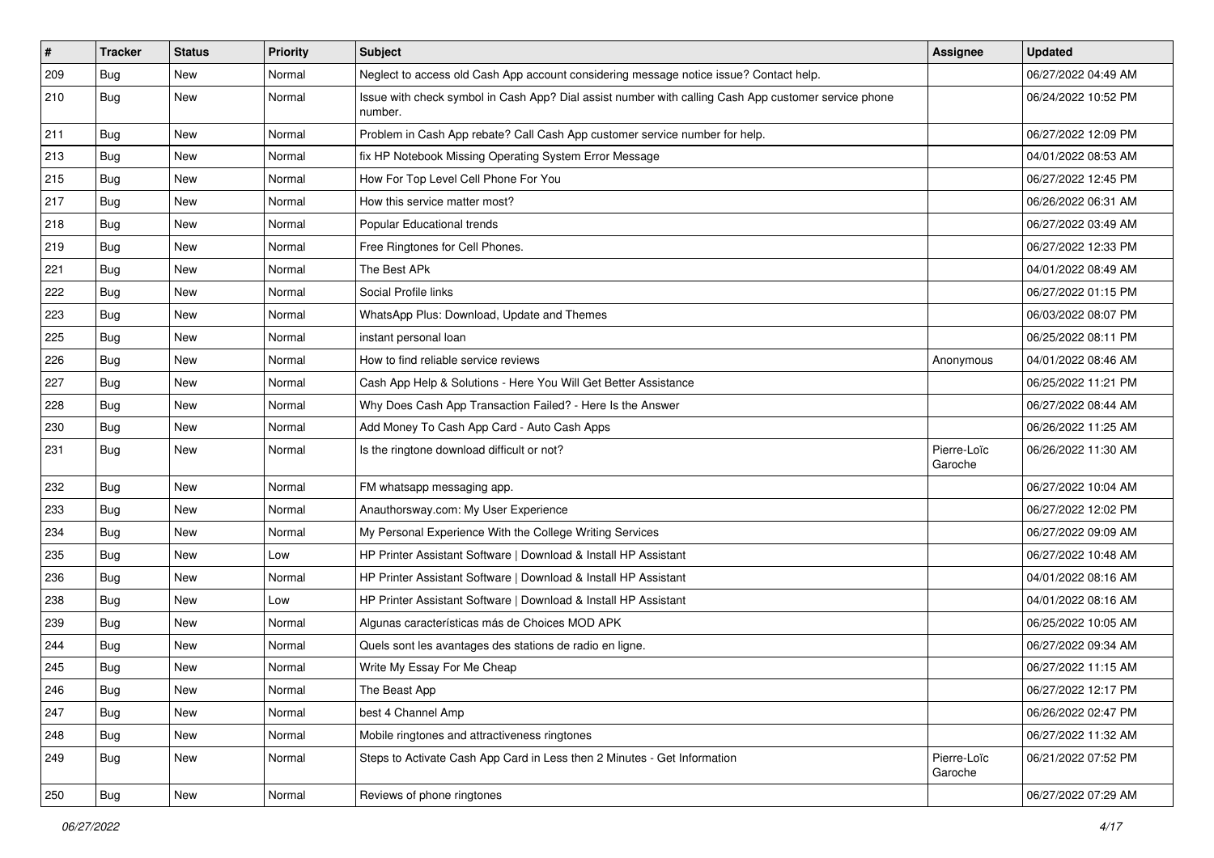| # | Tracker | Status | Priority | Subject | Assignee | Updated |
|---|---|---|---|---|---|---|
| 209 | Bug | New | Normal | Neglect to access old Cash App account considering message notice issue? Contact help. | | 06/27/2022 04:49 AM |
| 210 | Bug | New | Normal | Issue with check symbol in Cash App? Dial assist number with calling Cash App customer service phone number. | | 06/24/2022 10:52 PM |
| 211 | Bug | New | Normal | Problem in Cash App rebate? Call Cash App customer service number for help. | | 06/27/2022 12:09 PM |
| 213 | Bug | New | Normal | fix HP Notebook Missing Operating System Error Message | | 04/01/2022 08:53 AM |
| 215 | Bug | New | Normal | How For Top Level Cell Phone For You | | 06/27/2022 12:45 PM |
| 217 | Bug | New | Normal | How this service matter most? | | 06/26/2022 06:31 AM |
| 218 | Bug | New | Normal | Popular Educational trends | | 06/27/2022 03:49 AM |
| 219 | Bug | New | Normal | Free Ringtones for Cell Phones. | | 06/27/2022 12:33 PM |
| 221 | Bug | New | Normal | The Best APk | | 04/01/2022 08:49 AM |
| 222 | Bug | New | Normal | Social Profile links | | 06/27/2022 01:15 PM |
| 223 | Bug | New | Normal | WhatsApp Plus: Download, Update and Themes | | 06/03/2022 08:07 PM |
| 225 | Bug | New | Normal | instant personal loan | | 06/25/2022 08:11 PM |
| 226 | Bug | New | Normal | How to find reliable service reviews | Anonymous | 04/01/2022 08:46 AM |
| 227 | Bug | New | Normal | Cash App Help & Solutions - Here You Will Get Better Assistance | | 06/25/2022 11:21 PM |
| 228 | Bug | New | Normal | Why Does Cash App Transaction Failed? - Here Is the Answer | | 06/27/2022 08:44 AM |
| 230 | Bug | New | Normal | Add Money To Cash App Card - Auto Cash Apps | | 06/26/2022 11:25 AM |
| 231 | Bug | New | Normal | Is the ringtone download difficult or not? | Pierre-Loïc Garoche | 06/26/2022 11:30 AM |
| 232 | Bug | New | Normal | FM whatsapp messaging app. | | 06/27/2022 10:04 AM |
| 233 | Bug | New | Normal | Anauthorsway.com: My User Experience | | 06/27/2022 12:02 PM |
| 234 | Bug | New | Normal | My Personal Experience With the College Writing Services | | 06/27/2022 09:09 AM |
| 235 | Bug | New | Low | HP Printer Assistant Software \| Download & Install HP Assistant | | 06/27/2022 10:48 AM |
| 236 | Bug | New | Normal | HP Printer Assistant Software \| Download & Install HP Assistant | | 04/01/2022 08:16 AM |
| 238 | Bug | New | Low | HP Printer Assistant Software \| Download & Install HP Assistant | | 04/01/2022 08:16 AM |
| 239 | Bug | New | Normal | Algunas características más de Choices MOD APK | | 06/25/2022 10:05 AM |
| 244 | Bug | New | Normal | Quels sont les avantages des stations de radio en ligne. | | 06/27/2022 09:34 AM |
| 245 | Bug | New | Normal | Write My Essay For Me Cheap | | 06/27/2022 11:15 AM |
| 246 | Bug | New | Normal | The Beast App | | 06/27/2022 12:17 PM |
| 247 | Bug | New | Normal | best 4 Channel Amp | | 06/26/2022 02:47 PM |
| 248 | Bug | New | Normal | Mobile ringtones and attractiveness ringtones | | 06/27/2022 11:32 AM |
| 249 | Bug | New | Normal | Steps to Activate Cash App Card in Less then 2 Minutes - Get Information | Pierre-Loïc Garoche | 06/21/2022 07:52 PM |
| 250 | Bug | New | Normal | Reviews of phone ringtones | | 06/27/2022 07:29 AM |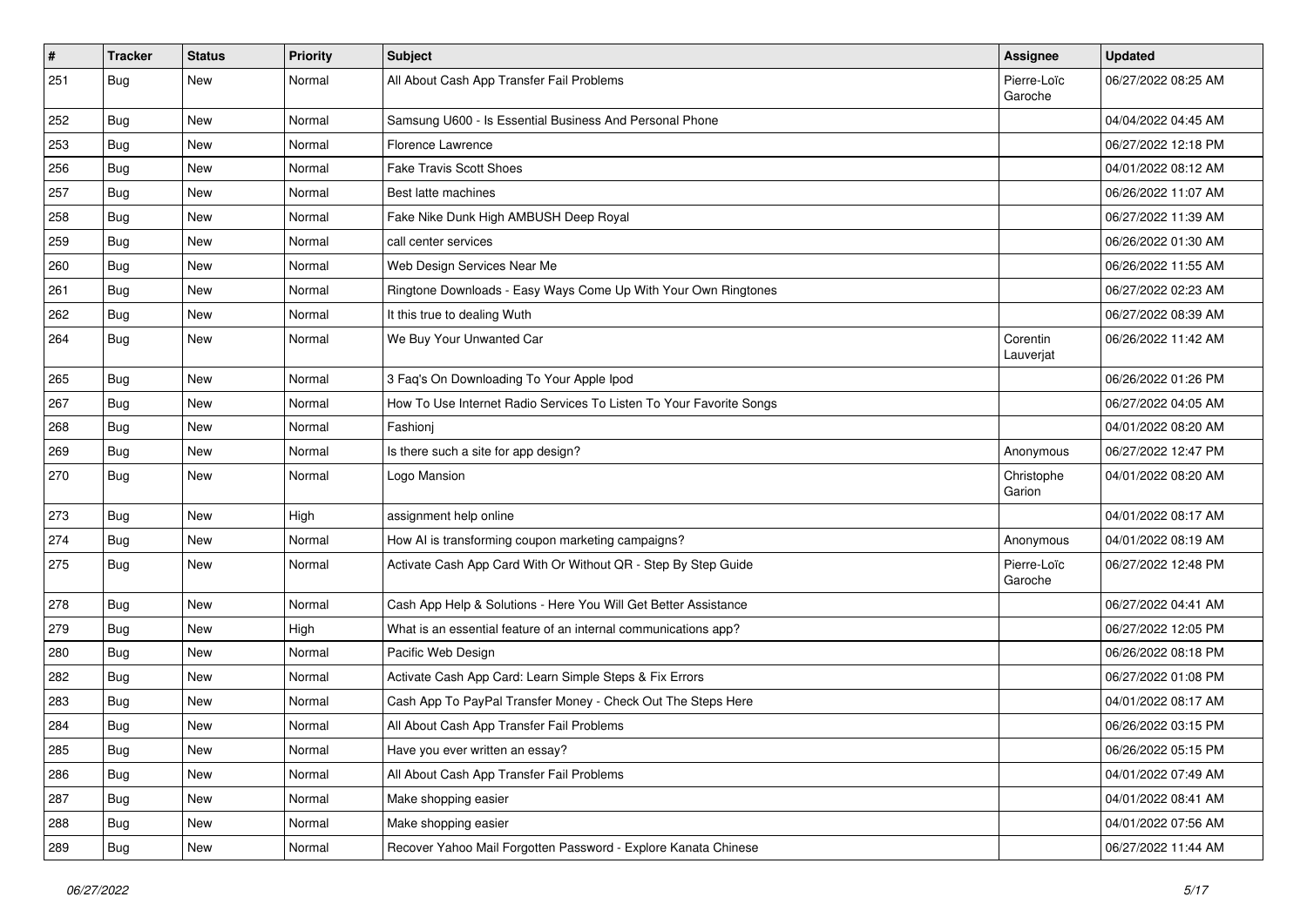| # | Tracker | Status | Priority | Subject | Assignee | Updated |
|---|---|---|---|---|---|---|
| 251 | Bug | New | Normal | All About Cash App Transfer Fail Problems | Pierre-Loïc Garoche | 06/27/2022 08:25 AM |
| 252 | Bug | New | Normal | Samsung U600 - Is Essential Business And Personal Phone | | 04/04/2022 04:45 AM |
| 253 | Bug | New | Normal | Florence Lawrence | | 06/27/2022 12:18 PM |
| 256 | Bug | New | Normal | Fake Travis Scott Shoes | | 04/01/2022 08:12 AM |
| 257 | Bug | New | Normal | Best latte machines | | 06/26/2022 11:07 AM |
| 258 | Bug | New | Normal | Fake Nike Dunk High AMBUSH Deep Royal | | 06/27/2022 11:39 AM |
| 259 | Bug | New | Normal | call center services | | 06/26/2022 01:30 AM |
| 260 | Bug | New | Normal | Web Design Services Near Me | | 06/26/2022 11:55 AM |
| 261 | Bug | New | Normal | Ringtone Downloads - Easy Ways Come Up With Your Own Ringtones | | 06/27/2022 02:23 AM |
| 262 | Bug | New | Normal | It this true to dealing Wuth | | 06/27/2022 08:39 AM |
| 264 | Bug | New | Normal | We Buy Your Unwanted Car | Corentin Lauverjat | 06/26/2022 11:42 AM |
| 265 | Bug | New | Normal | 3 Faq's On Downloading To Your Apple Ipod | | 06/26/2022 01:26 PM |
| 267 | Bug | New | Normal | How To Use Internet Radio Services To Listen To Your Favorite Songs | | 06/27/2022 04:05 AM |
| 268 | Bug | New | Normal | Fashionj | | 04/01/2022 08:20 AM |
| 269 | Bug | New | Normal | Is there such a site for app design? | Anonymous | 06/27/2022 12:47 PM |
| 270 | Bug | New | Normal | Logo Mansion | Christophe Garion | 04/01/2022 08:20 AM |
| 273 | Bug | New | High | assignment help online | | 04/01/2022 08:17 AM |
| 274 | Bug | New | Normal | How AI is transforming coupon marketing campaigns? | Anonymous | 04/01/2022 08:19 AM |
| 275 | Bug | New | Normal | Activate Cash App Card With Or Without QR - Step By Step Guide | Pierre-Loïc Garoche | 06/27/2022 12:48 PM |
| 278 | Bug | New | Normal | Cash App Help & Solutions - Here You Will Get Better Assistance | | 06/27/2022 04:41 AM |
| 279 | Bug | New | High | What is an essential feature of an internal communications app? | | 06/27/2022 12:05 PM |
| 280 | Bug | New | Normal | Pacific Web Design | | 06/26/2022 08:18 PM |
| 282 | Bug | New | Normal | Activate Cash App Card: Learn Simple Steps & Fix Errors | | 06/27/2022 01:08 PM |
| 283 | Bug | New | Normal | Cash App To PayPal Transfer Money - Check Out The Steps Here | | 04/01/2022 08:17 AM |
| 284 | Bug | New | Normal | All About Cash App Transfer Fail Problems | | 06/26/2022 03:15 PM |
| 285 | Bug | New | Normal | Have you ever written an essay? | | 06/26/2022 05:15 PM |
| 286 | Bug | New | Normal | All About Cash App Transfer Fail Problems | | 04/01/2022 07:49 AM |
| 287 | Bug | New | Normal | Make shopping easier | | 04/01/2022 08:41 AM |
| 288 | Bug | New | Normal | Make shopping easier | | 04/01/2022 07:56 AM |
| 289 | Bug | New | Normal | Recover Yahoo Mail Forgotten Password - Explore Kanata Chinese | | 06/27/2022 11:44 AM |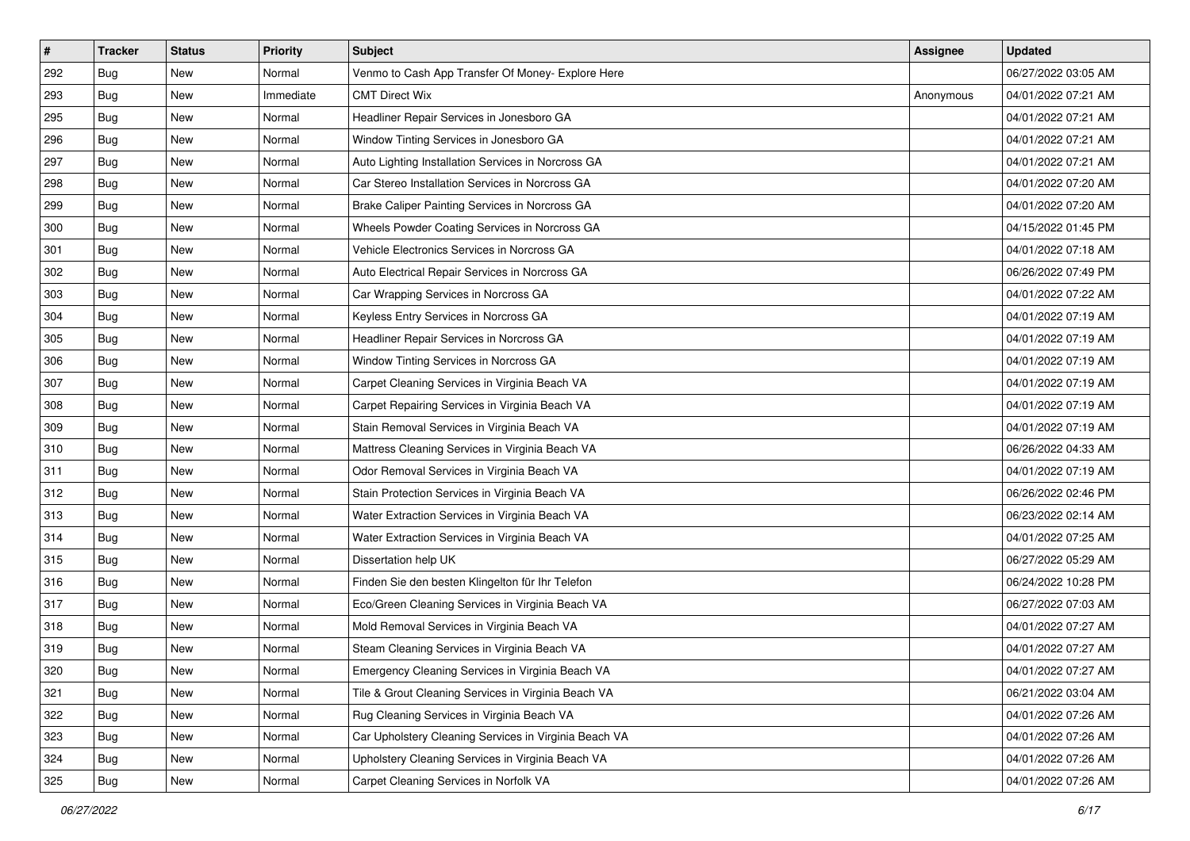| # | Tracker | Status | Priority | Subject | Assignee | Updated |
| --- | --- | --- | --- | --- | --- | --- |
| 292 | Bug | New | Normal | Venmo to Cash App Transfer Of Money- Explore Here | | 06/27/2022 03:05 AM |
| 293 | Bug | New | Immediate | CMT Direct Wix | Anonymous | 04/01/2022 07:21 AM |
| 295 | Bug | New | Normal | Headliner Repair Services in Jonesboro GA | | 04/01/2022 07:21 AM |
| 296 | Bug | New | Normal | Window Tinting Services in Jonesboro GA | | 04/01/2022 07:21 AM |
| 297 | Bug | New | Normal | Auto Lighting Installation Services in Norcross GA | | 04/01/2022 07:21 AM |
| 298 | Bug | New | Normal | Car Stereo Installation Services in Norcross GA | | 04/01/2022 07:20 AM |
| 299 | Bug | New | Normal | Brake Caliper Painting Services in Norcross GA | | 04/01/2022 07:20 AM |
| 300 | Bug | New | Normal | Wheels Powder Coating Services in Norcross GA | | 04/15/2022 01:45 PM |
| 301 | Bug | New | Normal | Vehicle Electronics Services in Norcross GA | | 04/01/2022 07:18 AM |
| 302 | Bug | New | Normal | Auto Electrical Repair Services in Norcross GA | | 06/26/2022 07:49 PM |
| 303 | Bug | New | Normal | Car Wrapping Services in Norcross GA | | 04/01/2022 07:22 AM |
| 304 | Bug | New | Normal | Keyless Entry Services in Norcross GA | | 04/01/2022 07:19 AM |
| 305 | Bug | New | Normal | Headliner Repair Services in Norcross GA | | 04/01/2022 07:19 AM |
| 306 | Bug | New | Normal | Window Tinting Services in Norcross GA | | 04/01/2022 07:19 AM |
| 307 | Bug | New | Normal | Carpet Cleaning Services in Virginia Beach VA | | 04/01/2022 07:19 AM |
| 308 | Bug | New | Normal | Carpet Repairing Services in Virginia Beach VA | | 04/01/2022 07:19 AM |
| 309 | Bug | New | Normal | Stain Removal Services in Virginia Beach VA | | 04/01/2022 07:19 AM |
| 310 | Bug | New | Normal | Mattress Cleaning Services in Virginia Beach VA | | 06/26/2022 04:33 AM |
| 311 | Bug | New | Normal | Odor Removal Services in Virginia Beach VA | | 04/01/2022 07:19 AM |
| 312 | Bug | New | Normal | Stain Protection Services in Virginia Beach VA | | 06/26/2022 02:46 PM |
| 313 | Bug | New | Normal | Water Extraction Services in Virginia Beach VA | | 06/23/2022 02:14 AM |
| 314 | Bug | New | Normal | Water Extraction Services in Virginia Beach VA | | 04/01/2022 07:25 AM |
| 315 | Bug | New | Normal | Dissertation help UK | | 06/27/2022 05:29 AM |
| 316 | Bug | New | Normal | Finden Sie den besten Klingelton für Ihr Telefon | | 06/24/2022 10:28 PM |
| 317 | Bug | New | Normal | Eco/Green Cleaning Services in Virginia Beach VA | | 06/27/2022 07:03 AM |
| 318 | Bug | New | Normal | Mold Removal Services in Virginia Beach VA | | 04/01/2022 07:27 AM |
| 319 | Bug | New | Normal | Steam Cleaning Services in Virginia Beach VA | | 04/01/2022 07:27 AM |
| 320 | Bug | New | Normal | Emergency Cleaning Services in Virginia Beach VA | | 04/01/2022 07:27 AM |
| 321 | Bug | New | Normal | Tile & Grout Cleaning Services in Virginia Beach VA | | 06/21/2022 03:04 AM |
| 322 | Bug | New | Normal | Rug Cleaning Services in Virginia Beach VA | | 04/01/2022 07:26 AM |
| 323 | Bug | New | Normal | Car Upholstery Cleaning Services in Virginia Beach VA | | 04/01/2022 07:26 AM |
| 324 | Bug | New | Normal | Upholstery Cleaning Services in Virginia Beach VA | | 04/01/2022 07:26 AM |
| 325 | Bug | New | Normal | Carpet Cleaning Services in Norfolk VA | | 04/01/2022 07:26 AM |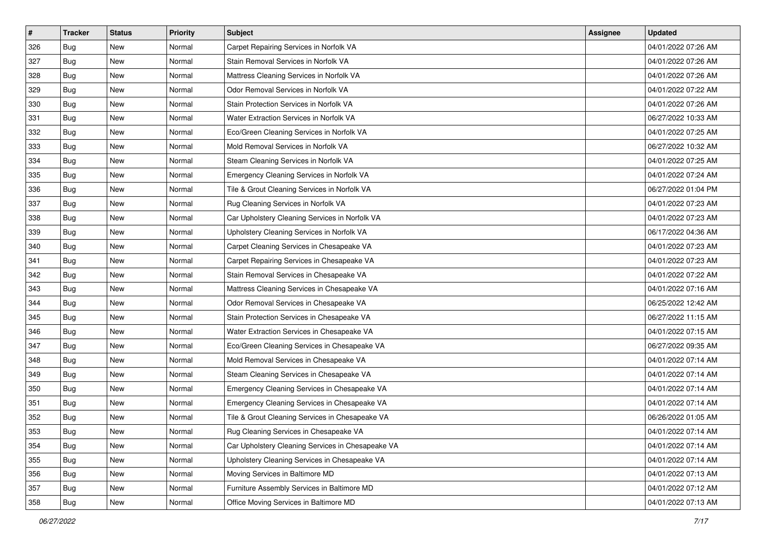| # | Tracker | Status | Priority | Subject | Assignee | Updated |
| --- | --- | --- | --- | --- | --- | --- |
| 326 | Bug | New | Normal | Carpet Repairing Services in Norfolk VA | | 04/01/2022 07:26 AM |
| 327 | Bug | New | Normal | Stain Removal Services in Norfolk VA | | 04/01/2022 07:26 AM |
| 328 | Bug | New | Normal | Mattress Cleaning Services in Norfolk VA | | 04/01/2022 07:26 AM |
| 329 | Bug | New | Normal | Odor Removal Services in Norfolk VA | | 04/01/2022 07:22 AM |
| 330 | Bug | New | Normal | Stain Protection Services in Norfolk VA | | 04/01/2022 07:26 AM |
| 331 | Bug | New | Normal | Water Extraction Services in Norfolk VA | | 06/27/2022 10:33 AM |
| 332 | Bug | New | Normal | Eco/Green Cleaning Services in Norfolk VA | | 04/01/2022 07:25 AM |
| 333 | Bug | New | Normal | Mold Removal Services in Norfolk VA | | 06/27/2022 10:32 AM |
| 334 | Bug | New | Normal | Steam Cleaning Services in Norfolk VA | | 04/01/2022 07:25 AM |
| 335 | Bug | New | Normal | Emergency Cleaning Services in Norfolk VA | | 04/01/2022 07:24 AM |
| 336 | Bug | New | Normal | Tile & Grout Cleaning Services in Norfolk VA | | 06/27/2022 01:04 PM |
| 337 | Bug | New | Normal | Rug Cleaning Services in Norfolk VA | | 04/01/2022 07:23 AM |
| 338 | Bug | New | Normal | Car Upholstery Cleaning Services in Norfolk VA | | 04/01/2022 07:23 AM |
| 339 | Bug | New | Normal | Upholstery Cleaning Services in Norfolk VA | | 06/17/2022 04:36 AM |
| 340 | Bug | New | Normal | Carpet Cleaning Services in Chesapeake VA | | 04/01/2022 07:23 AM |
| 341 | Bug | New | Normal | Carpet Repairing Services in Chesapeake VA | | 04/01/2022 07:23 AM |
| 342 | Bug | New | Normal | Stain Removal Services in Chesapeake VA | | 04/01/2022 07:22 AM |
| 343 | Bug | New | Normal | Mattress Cleaning Services in Chesapeake VA | | 04/01/2022 07:16 AM |
| 344 | Bug | New | Normal | Odor Removal Services in Chesapeake VA | | 06/25/2022 12:42 AM |
| 345 | Bug | New | Normal | Stain Protection Services in Chesapeake VA | | 06/27/2022 11:15 AM |
| 346 | Bug | New | Normal | Water Extraction Services in Chesapeake VA | | 04/01/2022 07:15 AM |
| 347 | Bug | New | Normal | Eco/Green Cleaning Services in Chesapeake VA | | 06/27/2022 09:35 AM |
| 348 | Bug | New | Normal | Mold Removal Services in Chesapeake VA | | 04/01/2022 07:14 AM |
| 349 | Bug | New | Normal | Steam Cleaning Services in Chesapeake VA | | 04/01/2022 07:14 AM |
| 350 | Bug | New | Normal | Emergency Cleaning Services in Chesapeake VA | | 04/01/2022 07:14 AM |
| 351 | Bug | New | Normal | Emergency Cleaning Services in Chesapeake VA | | 04/01/2022 07:14 AM |
| 352 | Bug | New | Normal | Tile & Grout Cleaning Services in Chesapeake VA | | 06/26/2022 01:05 AM |
| 353 | Bug | New | Normal | Rug Cleaning Services in Chesapeake VA | | 04/01/2022 07:14 AM |
| 354 | Bug | New | Normal | Car Upholstery Cleaning Services in Chesapeake VA | | 04/01/2022 07:14 AM |
| 355 | Bug | New | Normal | Upholstery Cleaning Services in Chesapeake VA | | 04/01/2022 07:14 AM |
| 356 | Bug | New | Normal | Moving Services in Baltimore MD | | 04/01/2022 07:13 AM |
| 357 | Bug | New | Normal | Furniture Assembly Services in Baltimore MD | | 04/01/2022 07:12 AM |
| 358 | Bug | New | Normal | Office Moving Services in Baltimore MD | | 04/01/2022 07:13 AM |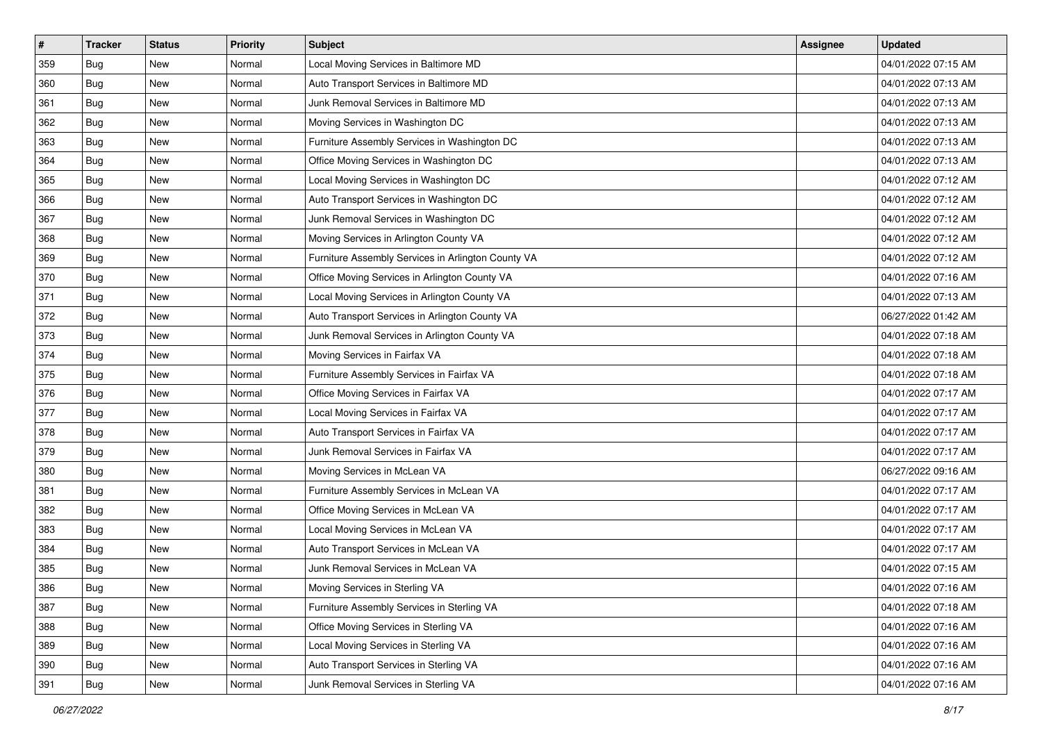| # | Tracker | Status | Priority | Subject | Assignee | Updated |
|---|---|---|---|---|---|---|
| 359 | Bug | New | Normal | Local Moving Services in Baltimore MD | | 04/01/2022 07:15 AM |
| 360 | Bug | New | Normal | Auto Transport Services in Baltimore MD | | 04/01/2022 07:13 AM |
| 361 | Bug | New | Normal | Junk Removal Services in Baltimore MD | | 04/01/2022 07:13 AM |
| 362 | Bug | New | Normal | Moving Services in Washington DC | | 04/01/2022 07:13 AM |
| 363 | Bug | New | Normal | Furniture Assembly Services in Washington DC | | 04/01/2022 07:13 AM |
| 364 | Bug | New | Normal | Office Moving Services in Washington DC | | 04/01/2022 07:13 AM |
| 365 | Bug | New | Normal | Local Moving Services in Washington DC | | 04/01/2022 07:12 AM |
| 366 | Bug | New | Normal | Auto Transport Services in Washington DC | | 04/01/2022 07:12 AM |
| 367 | Bug | New | Normal | Junk Removal Services in Washington DC | | 04/01/2022 07:12 AM |
| 368 | Bug | New | Normal | Moving Services in Arlington County VA | | 04/01/2022 07:12 AM |
| 369 | Bug | New | Normal | Furniture Assembly Services in Arlington County VA | | 04/01/2022 07:12 AM |
| 370 | Bug | New | Normal | Office Moving Services in Arlington County VA | | 04/01/2022 07:16 AM |
| 371 | Bug | New | Normal | Local Moving Services in Arlington County VA | | 04/01/2022 07:13 AM |
| 372 | Bug | New | Normal | Auto Transport Services in Arlington County VA | | 06/27/2022 01:42 AM |
| 373 | Bug | New | Normal | Junk Removal Services in Arlington County VA | | 04/01/2022 07:18 AM |
| 374 | Bug | New | Normal | Moving Services in Fairfax VA | | 04/01/2022 07:18 AM |
| 375 | Bug | New | Normal | Furniture Assembly Services in Fairfax VA | | 04/01/2022 07:18 AM |
| 376 | Bug | New | Normal | Office Moving Services in Fairfax VA | | 04/01/2022 07:17 AM |
| 377 | Bug | New | Normal | Local Moving Services in Fairfax VA | | 04/01/2022 07:17 AM |
| 378 | Bug | New | Normal | Auto Transport Services in Fairfax VA | | 04/01/2022 07:17 AM |
| 379 | Bug | New | Normal | Junk Removal Services in Fairfax VA | | 04/01/2022 07:17 AM |
| 380 | Bug | New | Normal | Moving Services in McLean VA | | 06/27/2022 09:16 AM |
| 381 | Bug | New | Normal | Furniture Assembly Services in McLean VA | | 04/01/2022 07:17 AM |
| 382 | Bug | New | Normal | Office Moving Services in McLean VA | | 04/01/2022 07:17 AM |
| 383 | Bug | New | Normal | Local Moving Services in McLean VA | | 04/01/2022 07:17 AM |
| 384 | Bug | New | Normal | Auto Transport Services in McLean VA | | 04/01/2022 07:17 AM |
| 385 | Bug | New | Normal | Junk Removal Services in McLean VA | | 04/01/2022 07:15 AM |
| 386 | Bug | New | Normal | Moving Services in Sterling VA | | 04/01/2022 07:16 AM |
| 387 | Bug | New | Normal | Furniture Assembly Services in Sterling VA | | 04/01/2022 07:18 AM |
| 388 | Bug | New | Normal | Office Moving Services in Sterling VA | | 04/01/2022 07:16 AM |
| 389 | Bug | New | Normal | Local Moving Services in Sterling VA | | 04/01/2022 07:16 AM |
| 390 | Bug | New | Normal | Auto Transport Services in Sterling VA | | 04/01/2022 07:16 AM |
| 391 | Bug | New | Normal | Junk Removal Services in Sterling VA | | 04/01/2022 07:16 AM |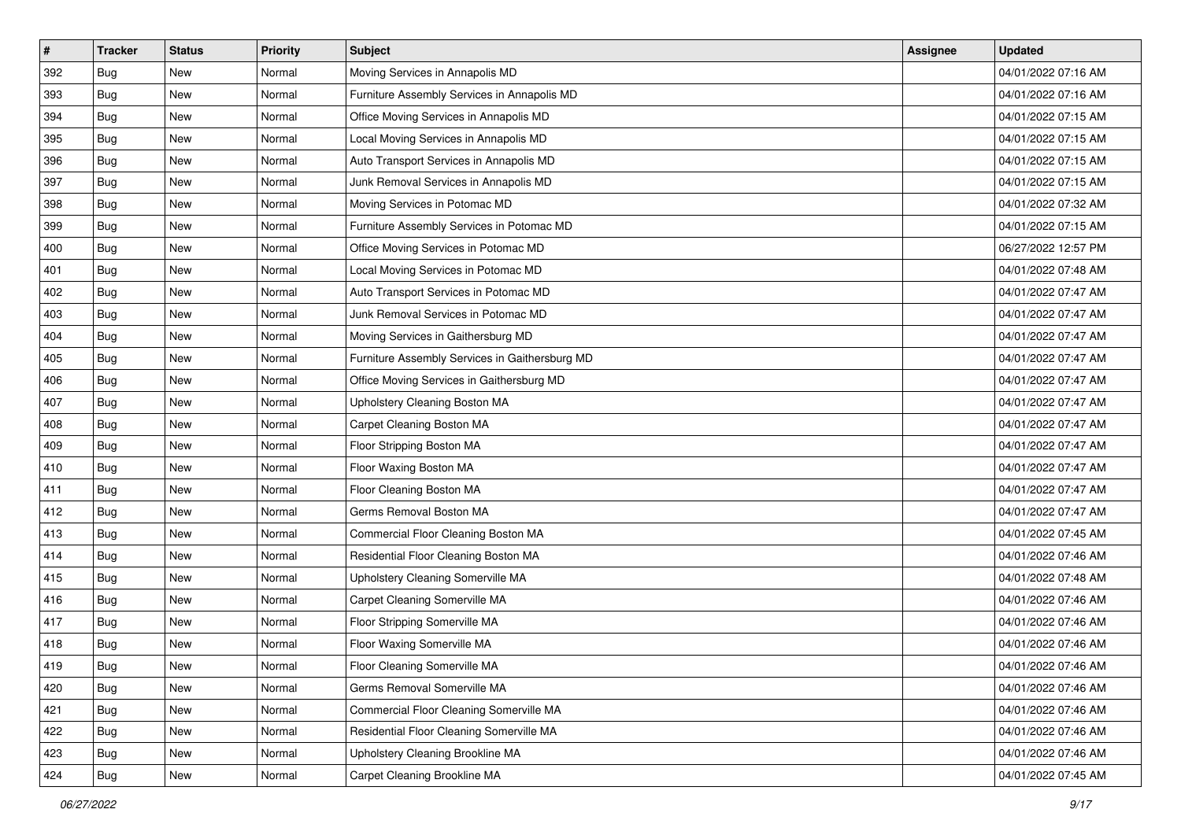| # | Tracker | Status | Priority | Subject | Assignee | Updated |
| --- | --- | --- | --- | --- | --- | --- |
| 392 | Bug | New | Normal | Moving Services in Annapolis MD | | 04/01/2022 07:16 AM |
| 393 | Bug | New | Normal | Furniture Assembly Services in Annapolis MD | | 04/01/2022 07:16 AM |
| 394 | Bug | New | Normal | Office Moving Services in Annapolis MD | | 04/01/2022 07:15 AM |
| 395 | Bug | New | Normal | Local Moving Services in Annapolis MD | | 04/01/2022 07:15 AM |
| 396 | Bug | New | Normal | Auto Transport Services in Annapolis MD | | 04/01/2022 07:15 AM |
| 397 | Bug | New | Normal | Junk Removal Services in Annapolis MD | | 04/01/2022 07:15 AM |
| 398 | Bug | New | Normal | Moving Services in Potomac MD | | 04/01/2022 07:32 AM |
| 399 | Bug | New | Normal | Furniture Assembly Services in Potomac MD | | 04/01/2022 07:15 AM |
| 400 | Bug | New | Normal | Office Moving Services in Potomac MD | | 06/27/2022 12:57 PM |
| 401 | Bug | New | Normal | Local Moving Services in Potomac MD | | 04/01/2022 07:48 AM |
| 402 | Bug | New | Normal | Auto Transport Services in Potomac MD | | 04/01/2022 07:47 AM |
| 403 | Bug | New | Normal | Junk Removal Services in Potomac MD | | 04/01/2022 07:47 AM |
| 404 | Bug | New | Normal | Moving Services in Gaithersburg MD | | 04/01/2022 07:47 AM |
| 405 | Bug | New | Normal | Furniture Assembly Services in Gaithersburg MD | | 04/01/2022 07:47 AM |
| 406 | Bug | New | Normal | Office Moving Services in Gaithersburg MD | | 04/01/2022 07:47 AM |
| 407 | Bug | New | Normal | Upholstery Cleaning Boston MA | | 04/01/2022 07:47 AM |
| 408 | Bug | New | Normal | Carpet Cleaning Boston MA | | 04/01/2022 07:47 AM |
| 409 | Bug | New | Normal | Floor Stripping Boston MA | | 04/01/2022 07:47 AM |
| 410 | Bug | New | Normal | Floor Waxing Boston MA | | 04/01/2022 07:47 AM |
| 411 | Bug | New | Normal | Floor Cleaning Boston MA | | 04/01/2022 07:47 AM |
| 412 | Bug | New | Normal | Germs Removal Boston MA | | 04/01/2022 07:47 AM |
| 413 | Bug | New | Normal | Commercial Floor Cleaning Boston MA | | 04/01/2022 07:45 AM |
| 414 | Bug | New | Normal | Residential Floor Cleaning Boston MA | | 04/01/2022 07:46 AM |
| 415 | Bug | New | Normal | Upholstery Cleaning Somerville MA | | 04/01/2022 07:48 AM |
| 416 | Bug | New | Normal | Carpet Cleaning Somerville MA | | 04/01/2022 07:46 AM |
| 417 | Bug | New | Normal | Floor Stripping Somerville MA | | 04/01/2022 07:46 AM |
| 418 | Bug | New | Normal | Floor Waxing Somerville MA | | 04/01/2022 07:46 AM |
| 419 | Bug | New | Normal | Floor Cleaning Somerville MA | | 04/01/2022 07:46 AM |
| 420 | Bug | New | Normal | Germs Removal Somerville MA | | 04/01/2022 07:46 AM |
| 421 | Bug | New | Normal | Commercial Floor Cleaning Somerville MA | | 04/01/2022 07:46 AM |
| 422 | Bug | New | Normal | Residential Floor Cleaning Somerville MA | | 04/01/2022 07:46 AM |
| 423 | Bug | New | Normal | Upholstery Cleaning Brookline MA | | 04/01/2022 07:46 AM |
| 424 | Bug | New | Normal | Carpet Cleaning Brookline MA | | 04/01/2022 07:45 AM |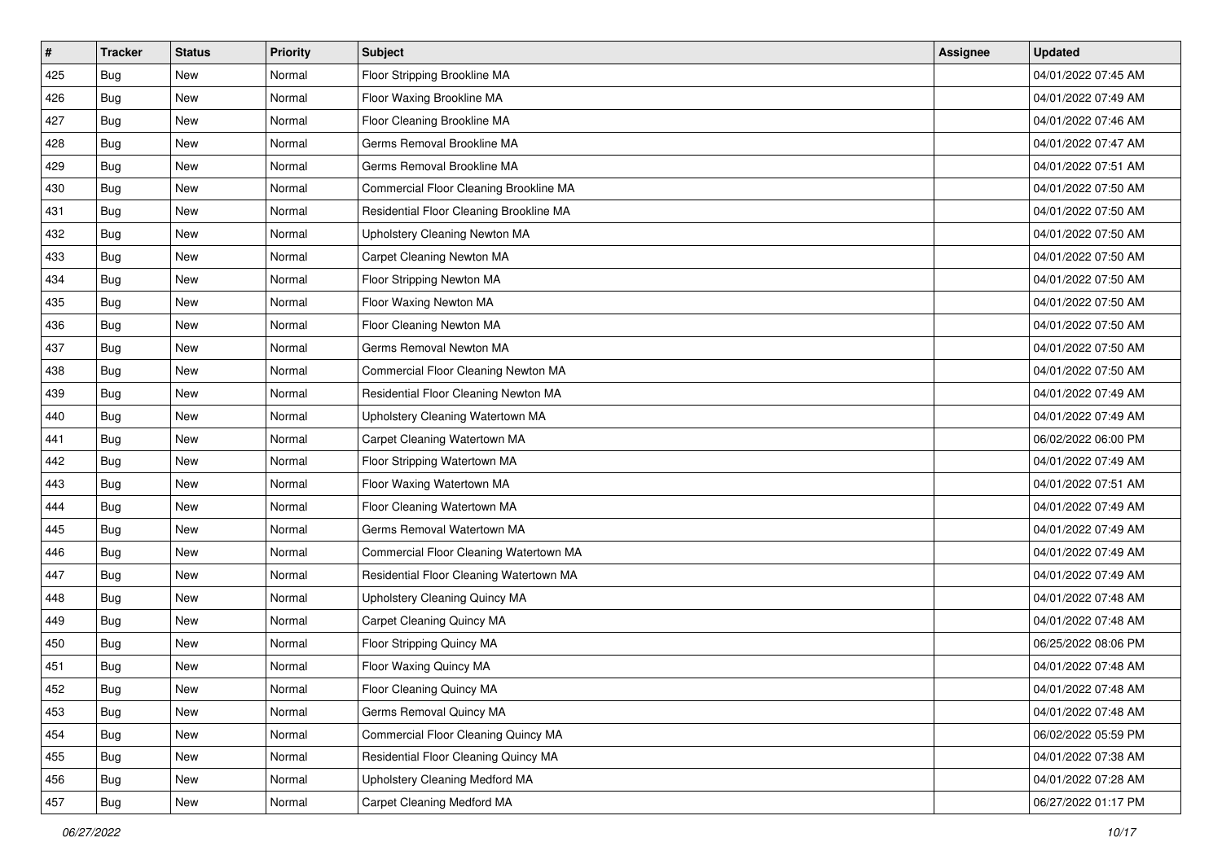| # | Tracker | Status | Priority | Subject | Assignee | Updated |
| --- | --- | --- | --- | --- | --- | --- |
| 425 | Bug | New | Normal | Floor Stripping Brookline MA | | 04/01/2022 07:45 AM |
| 426 | Bug | New | Normal | Floor Waxing Brookline MA | | 04/01/2022 07:49 AM |
| 427 | Bug | New | Normal | Floor Cleaning Brookline MA | | 04/01/2022 07:46 AM |
| 428 | Bug | New | Normal | Germs Removal Brookline MA | | 04/01/2022 07:47 AM |
| 429 | Bug | New | Normal | Germs Removal Brookline MA | | 04/01/2022 07:51 AM |
| 430 | Bug | New | Normal | Commercial Floor Cleaning Brookline MA | | 04/01/2022 07:50 AM |
| 431 | Bug | New | Normal | Residential Floor Cleaning Brookline MA | | 04/01/2022 07:50 AM |
| 432 | Bug | New | Normal | Upholstery Cleaning Newton MA | | 04/01/2022 07:50 AM |
| 433 | Bug | New | Normal | Carpet Cleaning Newton MA | | 04/01/2022 07:50 AM |
| 434 | Bug | New | Normal | Floor Stripping Newton MA | | 04/01/2022 07:50 AM |
| 435 | Bug | New | Normal | Floor Waxing Newton MA | | 04/01/2022 07:50 AM |
| 436 | Bug | New | Normal | Floor Cleaning Newton MA | | 04/01/2022 07:50 AM |
| 437 | Bug | New | Normal | Germs Removal Newton MA | | 04/01/2022 07:50 AM |
| 438 | Bug | New | Normal | Commercial Floor Cleaning Newton MA | | 04/01/2022 07:50 AM |
| 439 | Bug | New | Normal | Residential Floor Cleaning Newton MA | | 04/01/2022 07:49 AM |
| 440 | Bug | New | Normal | Upholstery Cleaning Watertown MA | | 04/01/2022 07:49 AM |
| 441 | Bug | New | Normal | Carpet Cleaning Watertown MA | | 06/02/2022 06:00 PM |
| 442 | Bug | New | Normal | Floor Stripping Watertown MA | | 04/01/2022 07:49 AM |
| 443 | Bug | New | Normal | Floor Waxing Watertown MA | | 04/01/2022 07:51 AM |
| 444 | Bug | New | Normal | Floor Cleaning Watertown MA | | 04/01/2022 07:49 AM |
| 445 | Bug | New | Normal | Germs Removal Watertown MA | | 04/01/2022 07:49 AM |
| 446 | Bug | New | Normal | Commercial Floor Cleaning Watertown MA | | 04/01/2022 07:49 AM |
| 447 | Bug | New | Normal | Residential Floor Cleaning Watertown MA | | 04/01/2022 07:49 AM |
| 448 | Bug | New | Normal | Upholstery Cleaning Quincy MA | | 04/01/2022 07:48 AM |
| 449 | Bug | New | Normal | Carpet Cleaning Quincy MA | | 04/01/2022 07:48 AM |
| 450 | Bug | New | Normal | Floor Stripping Quincy MA | | 06/25/2022 08:06 PM |
| 451 | Bug | New | Normal | Floor Waxing Quincy MA | | 04/01/2022 07:48 AM |
| 452 | Bug | New | Normal | Floor Cleaning Quincy MA | | 04/01/2022 07:48 AM |
| 453 | Bug | New | Normal | Germs Removal Quincy MA | | 04/01/2022 07:48 AM |
| 454 | Bug | New | Normal | Commercial Floor Cleaning Quincy MA | | 06/02/2022 05:59 PM |
| 455 | Bug | New | Normal | Residential Floor Cleaning Quincy MA | | 04/01/2022 07:38 AM |
| 456 | Bug | New | Normal | Upholstery Cleaning Medford MA | | 04/01/2022 07:28 AM |
| 457 | Bug | New | Normal | Carpet Cleaning Medford MA | | 06/27/2022 01:17 PM |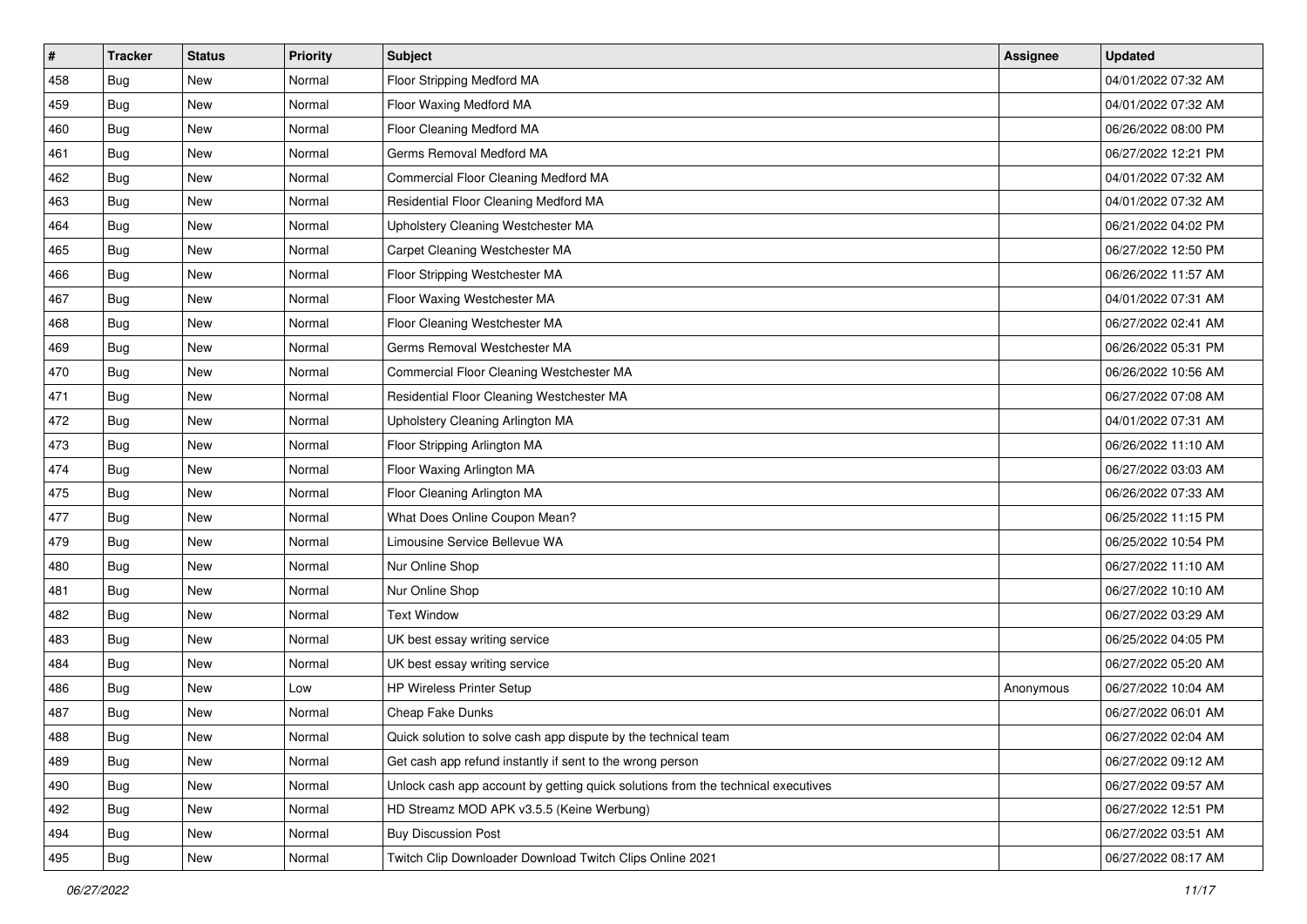| # | Tracker | Status | Priority | Subject | Assignee | Updated |
|---|---|---|---|---|---|---|
| 458 | Bug | New | Normal | Floor Stripping Medford MA | | 04/01/2022 07:32 AM |
| 459 | Bug | New | Normal | Floor Waxing Medford MA | | 04/01/2022 07:32 AM |
| 460 | Bug | New | Normal | Floor Cleaning Medford MA | | 06/26/2022 08:00 PM |
| 461 | Bug | New | Normal | Germs Removal Medford MA | | 06/27/2022 12:21 PM |
| 462 | Bug | New | Normal | Commercial Floor Cleaning Medford MA | | 04/01/2022 07:32 AM |
| 463 | Bug | New | Normal | Residential Floor Cleaning Medford MA | | 04/01/2022 07:32 AM |
| 464 | Bug | New | Normal | Upholstery Cleaning Westchester MA | | 06/21/2022 04:02 PM |
| 465 | Bug | New | Normal | Carpet Cleaning Westchester MA | | 06/27/2022 12:50 PM |
| 466 | Bug | New | Normal | Floor Stripping Westchester MA | | 06/26/2022 11:57 AM |
| 467 | Bug | New | Normal | Floor Waxing Westchester MA | | 04/01/2022 07:31 AM |
| 468 | Bug | New | Normal | Floor Cleaning Westchester MA | | 06/27/2022 02:41 AM |
| 469 | Bug | New | Normal | Germs Removal Westchester MA | | 06/26/2022 05:31 PM |
| 470 | Bug | New | Normal | Commercial Floor Cleaning Westchester MA | | 06/26/2022 10:56 AM |
| 471 | Bug | New | Normal | Residential Floor Cleaning Westchester MA | | 06/27/2022 07:08 AM |
| 472 | Bug | New | Normal | Upholstery Cleaning Arlington MA | | 04/01/2022 07:31 AM |
| 473 | Bug | New | Normal | Floor Stripping Arlington MA | | 06/26/2022 11:10 AM |
| 474 | Bug | New | Normal | Floor Waxing Arlington MA | | 06/27/2022 03:03 AM |
| 475 | Bug | New | Normal | Floor Cleaning Arlington MA | | 06/26/2022 07:33 AM |
| 477 | Bug | New | Normal | What Does Online Coupon Mean? | | 06/25/2022 11:15 PM |
| 479 | Bug | New | Normal | Limousine Service Bellevue WA | | 06/25/2022 10:54 PM |
| 480 | Bug | New | Normal | Nur Online Shop | | 06/27/2022 11:10 AM |
| 481 | Bug | New | Normal | Nur Online Shop | | 06/27/2022 10:10 AM |
| 482 | Bug | New | Normal | Text Window | | 06/27/2022 03:29 AM |
| 483 | Bug | New | Normal | UK best essay writing service | | 06/25/2022 04:05 PM |
| 484 | Bug | New | Normal | UK best essay writing service | | 06/27/2022 05:20 AM |
| 486 | Bug | New | Low | HP Wireless Printer Setup | Anonymous | 06/27/2022 10:04 AM |
| 487 | Bug | New | Normal | Cheap Fake Dunks | | 06/27/2022 06:01 AM |
| 488 | Bug | New | Normal | Quick solution to solve cash app dispute by the technical team | | 06/27/2022 02:04 AM |
| 489 | Bug | New | Normal | Get cash app refund instantly if sent to the wrong person | | 06/27/2022 09:12 AM |
| 490 | Bug | New | Normal | Unlock cash app account by getting quick solutions from the technical executives | | 06/27/2022 09:57 AM |
| 492 | Bug | New | Normal | HD Streamz MOD APK v3.5.5 (Keine Werbung) | | 06/27/2022 12:51 PM |
| 494 | Bug | New | Normal | Buy Discussion Post | | 06/27/2022 03:51 AM |
| 495 | Bug | New | Normal | Twitch Clip Downloader Download Twitch Clips Online 2021 | | 06/27/2022 08:17 AM |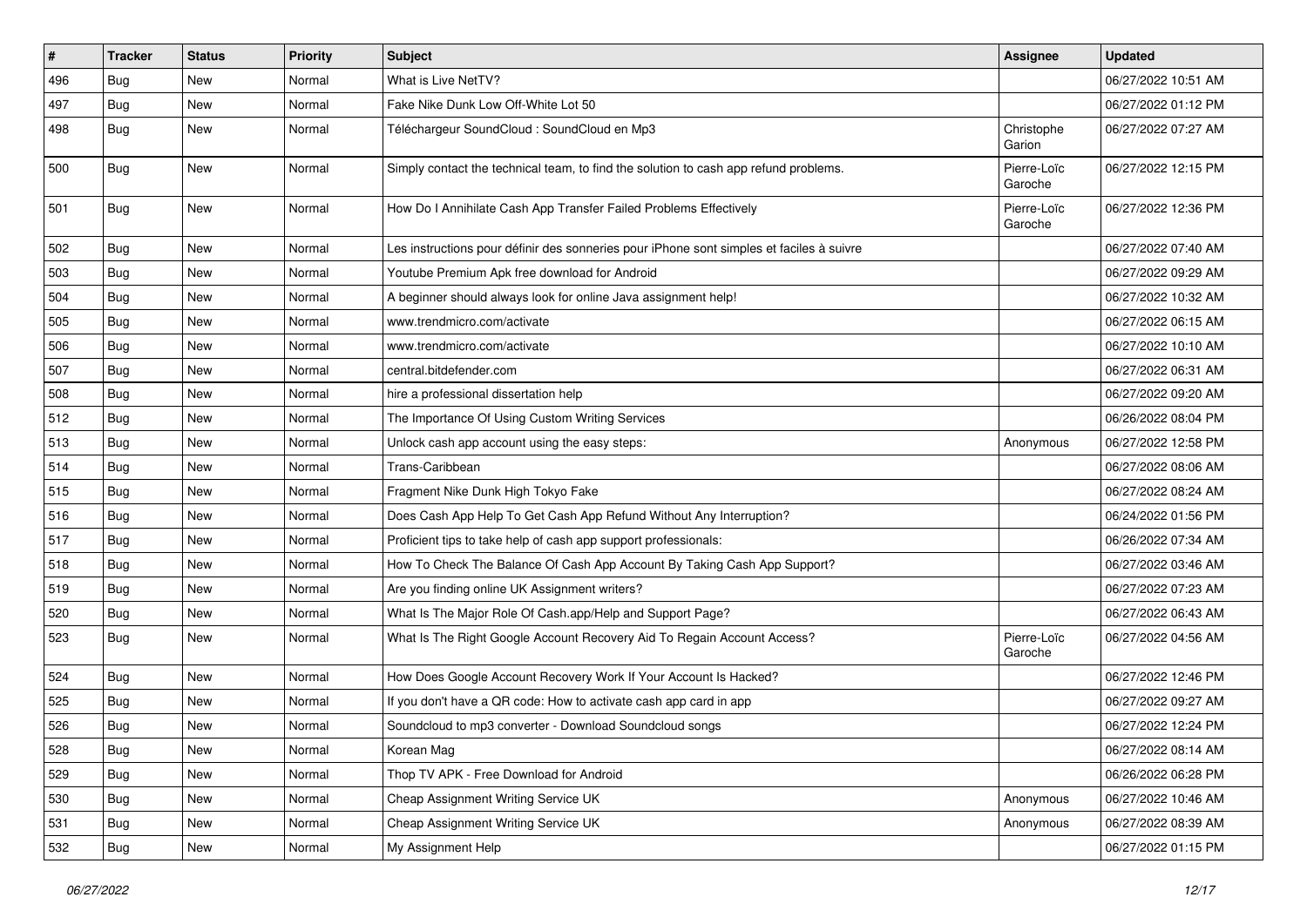| # | Tracker | Status | Priority | Subject | Assignee | Updated |
|---|---|---|---|---|---|---|
| 496 | Bug | New | Normal | What is Live NetTV? | | 06/27/2022 10:51 AM |
| 497 | Bug | New | Normal | Fake Nike Dunk Low Off-White Lot 50 | | 06/27/2022 01:12 PM |
| 498 | Bug | New | Normal | Téléchargeur SoundCloud : SoundCloud en Mp3 | Christophe Garion | 06/27/2022 07:27 AM |
| 500 | Bug | New | Normal | Simply contact the technical team, to find the solution to cash app refund problems. | Pierre-Loïc Garoche | 06/27/2022 12:15 PM |
| 501 | Bug | New | Normal | How Do I Annihilate Cash App Transfer Failed Problems Effectively | Pierre-Loïc Garoche | 06/27/2022 12:36 PM |
| 502 | Bug | New | Normal | Les instructions pour définir des sonneries pour iPhone sont simples et faciles à suivre | | 06/27/2022 07:40 AM |
| 503 | Bug | New | Normal | Youtube Premium Apk free download for Android | | 06/27/2022 09:29 AM |
| 504 | Bug | New | Normal | A beginner should always look for online Java assignment help! | | 06/27/2022 10:32 AM |
| 505 | Bug | New | Normal | www.trendmicro.com/activate | | 06/27/2022 06:15 AM |
| 506 | Bug | New | Normal | www.trendmicro.com/activate | | 06/27/2022 10:10 AM |
| 507 | Bug | New | Normal | central.bitdefender.com | | 06/27/2022 06:31 AM |
| 508 | Bug | New | Normal | hire a professional dissertation help | | 06/27/2022 09:20 AM |
| 512 | Bug | New | Normal | The Importance Of Using Custom Writing Services | | 06/26/2022 08:04 PM |
| 513 | Bug | New | Normal | Unlock cash app account using the easy steps: | Anonymous | 06/27/2022 12:58 PM |
| 514 | Bug | New | Normal | Trans-Caribbean | | 06/27/2022 08:06 AM |
| 515 | Bug | New | Normal | Fragment Nike Dunk High Tokyo Fake | | 06/27/2022 08:24 AM |
| 516 | Bug | New | Normal | Does Cash App Help To Get Cash App Refund Without Any Interruption? | | 06/24/2022 01:56 PM |
| 517 | Bug | New | Normal | Proficient tips to take help of cash app support professionals: | | 06/26/2022 07:34 AM |
| 518 | Bug | New | Normal | How To Check The Balance Of Cash App Account By Taking Cash App Support? | | 06/27/2022 03:46 AM |
| 519 | Bug | New | Normal | Are you finding online UK Assignment writers? | | 06/27/2022 07:23 AM |
| 520 | Bug | New | Normal | What Is The Major Role Of Cash.app/Help and Support Page? | | 06/27/2022 06:43 AM |
| 523 | Bug | New | Normal | What Is The Right Google Account Recovery Aid To Regain Account Access? | Pierre-Loïc Garoche | 06/27/2022 04:56 AM |
| 524 | Bug | New | Normal | How Does Google Account Recovery Work If Your Account Is Hacked? | | 06/27/2022 12:46 PM |
| 525 | Bug | New | Normal | If you don't have a QR code: How to activate cash app card in app | | 06/27/2022 09:27 AM |
| 526 | Bug | New | Normal | Soundcloud to mp3 converter - Download Soundcloud songs | | 06/27/2022 12:24 PM |
| 528 | Bug | New | Normal | Korean Mag | | 06/27/2022 08:14 AM |
| 529 | Bug | New | Normal | Thop TV APK - Free Download for Android | | 06/26/2022 06:28 PM |
| 530 | Bug | New | Normal | Cheap Assignment Writing Service UK | Anonymous | 06/27/2022 10:46 AM |
| 531 | Bug | New | Normal | Cheap Assignment Writing Service UK | Anonymous | 06/27/2022 08:39 AM |
| 532 | Bug | New | Normal | My Assignment Help | | 06/27/2022 01:15 PM |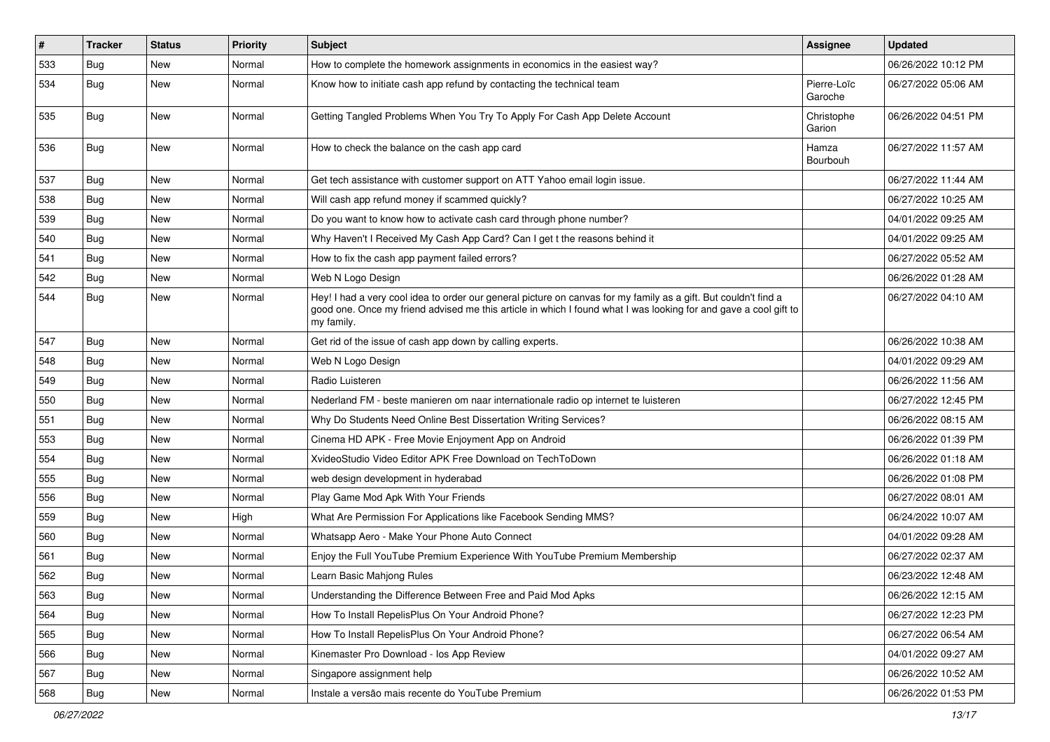| # | Tracker | Status | Priority | Subject | Assignee | Updated |
|---|---|---|---|---|---|---|
| 533 | Bug | New | Normal | How to complete the homework assignments in economics in the easiest way? | | 06/26/2022 10:12 PM |
| 534 | Bug | New | Normal | Know how to initiate cash app refund by contacting the technical team | Pierre-Loïc Garoche | 06/27/2022 05:06 AM |
| 535 | Bug | New | Normal | Getting Tangled Problems When You Try To Apply For Cash App Delete Account | Christophe Garion | 06/26/2022 04:51 PM |
| 536 | Bug | New | Normal | How to check the balance on the cash app card | Hamza Bourbouh | 06/27/2022 11:57 AM |
| 537 | Bug | New | Normal | Get tech assistance with customer support on ATT Yahoo email login issue. | | 06/27/2022 11:44 AM |
| 538 | Bug | New | Normal | Will cash app refund money if scammed quickly? | | 06/27/2022 10:25 AM |
| 539 | Bug | New | Normal | Do you want to know how to activate cash card through phone number? | | 04/01/2022 09:25 AM |
| 540 | Bug | New | Normal | Why Haven't I Received My Cash App Card? Can I get t the reasons behind it | | 04/01/2022 09:25 AM |
| 541 | Bug | New | Normal | How to fix the cash app payment failed errors? | | 06/27/2022 05:52 AM |
| 542 | Bug | New | Normal | Web N Logo Design | | 06/26/2022 01:28 AM |
| 544 | Bug | New | Normal | Hey! I had a very cool idea to order our general picture on canvas for my family as a gift. But couldn't find a good one. Once my friend advised me this article in which I found what I was looking for and gave a cool gift to my family. | | 06/27/2022 04:10 AM |
| 547 | Bug | New | Normal | Get rid of the issue of cash app down by calling experts. | | 06/26/2022 10:38 AM |
| 548 | Bug | New | Normal | Web N Logo Design | | 04/01/2022 09:29 AM |
| 549 | Bug | New | Normal | Radio Luisteren | | 06/26/2022 11:56 AM |
| 550 | Bug | New | Normal | Nederland FM - beste manieren om naar internationale radio op internet te luisteren | | 06/27/2022 12:45 PM |
| 551 | Bug | New | Normal | Why Do Students Need Online Best Dissertation Writing Services? | | 06/26/2022 08:15 AM |
| 553 | Bug | New | Normal | Cinema HD APK - Free Movie Enjoyment App on Android | | 06/26/2022 01:39 PM |
| 554 | Bug | New | Normal | XvideoStudio Video Editor APK Free Download on TechToDown | | 06/26/2022 01:18 AM |
| 555 | Bug | New | Normal | web design development in hyderabad | | 06/26/2022 01:08 PM |
| 556 | Bug | New | Normal | Play Game Mod Apk With Your Friends | | 06/27/2022 08:01 AM |
| 559 | Bug | New | High | What Are Permission For Applications like Facebook Sending MMS? | | 06/24/2022 10:07 AM |
| 560 | Bug | New | Normal | Whatsapp Aero - Make Your Phone Auto Connect | | 04/01/2022 09:28 AM |
| 561 | Bug | New | Normal | Enjoy the Full YouTube Premium Experience With YouTube Premium Membership | | 06/27/2022 02:37 AM |
| 562 | Bug | New | Normal | Learn Basic Mahjong Rules | | 06/23/2022 12:48 AM |
| 563 | Bug | New | Normal | Understanding the Difference Between Free and Paid Mod Apks | | 06/26/2022 12:15 AM |
| 564 | Bug | New | Normal | How To Install RepelisPlus On Your Android Phone? | | 06/27/2022 12:23 PM |
| 565 | Bug | New | Normal | How To Install RepelisPlus On Your Android Phone? | | 06/27/2022 06:54 AM |
| 566 | Bug | New | Normal | Kinemaster Pro Download - Ios App Review | | 04/01/2022 09:27 AM |
| 567 | Bug | New | Normal | Singapore assignment help | | 06/26/2022 10:52 AM |
| 568 | Bug | New | Normal | Instale a versão mais recente do YouTube Premium | | 06/26/2022 01:53 PM |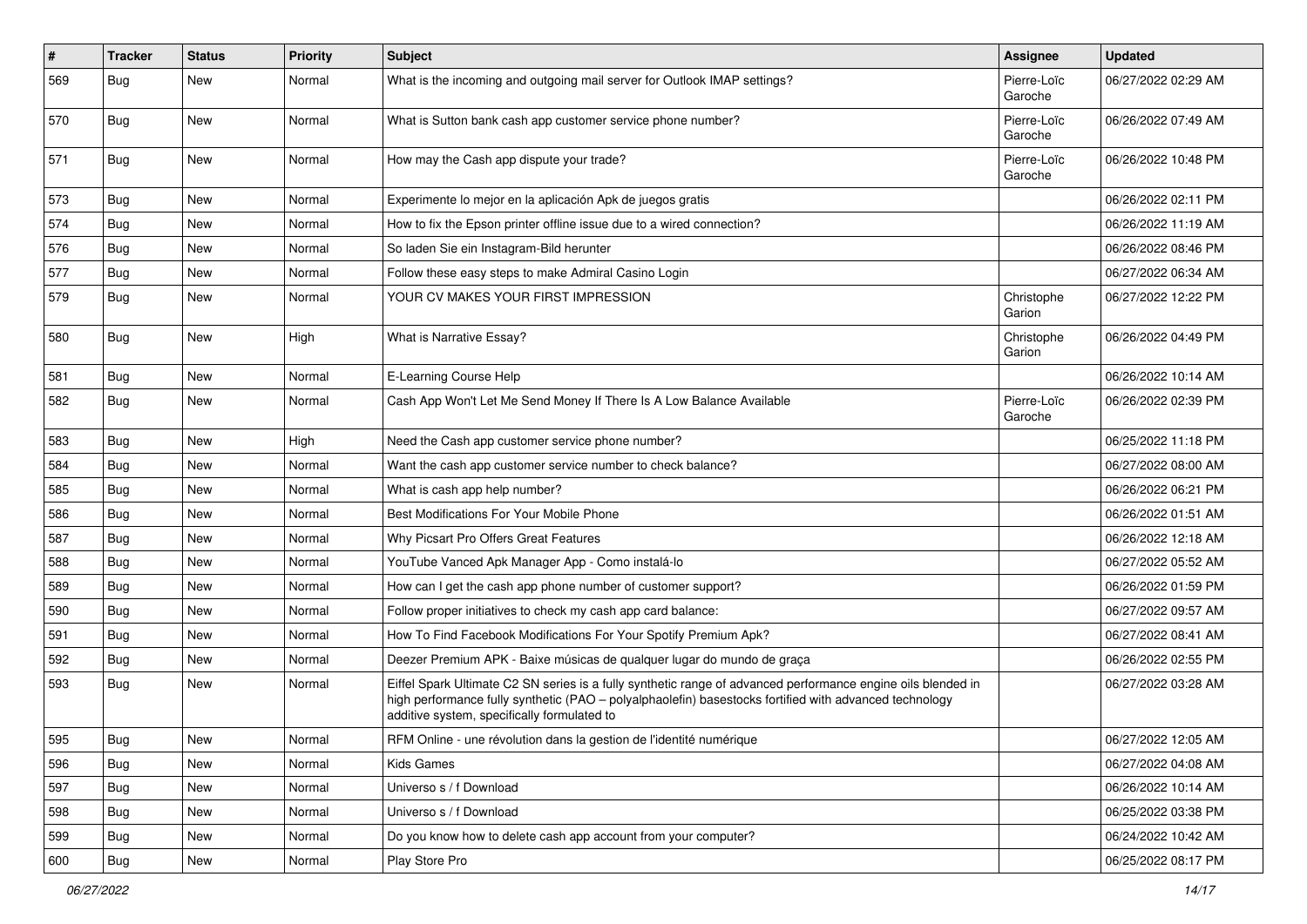| # | Tracker | Status | Priority | Subject | Assignee | Updated |
|---|---|---|---|---|---|---|
| 569 | Bug | New | Normal | What is the incoming and outgoing mail server for Outlook IMAP settings? | Pierre-Loïc Garoche | 06/27/2022 02:29 AM |
| 570 | Bug | New | Normal | What is Sutton bank cash app customer service phone number? | Pierre-Loïc Garoche | 06/26/2022 07:49 AM |
| 571 | Bug | New | Normal | How may the Cash app dispute your trade? | Pierre-Loïc Garoche | 06/26/2022 10:48 PM |
| 573 | Bug | New | Normal | Experimente lo mejor en la aplicación Apk de juegos gratis | | 06/26/2022 02:11 PM |
| 574 | Bug | New | Normal | How to fix the Epson printer offline issue due to a wired connection? | | 06/26/2022 11:19 AM |
| 576 | Bug | New | Normal | So laden Sie ein Instagram-Bild herunter | | 06/26/2022 08:46 PM |
| 577 | Bug | New | Normal | Follow these easy steps to make Admiral Casino Login | | 06/27/2022 06:34 AM |
| 579 | Bug | New | Normal | YOUR CV MAKES YOUR FIRST IMPRESSION | Christophe Garion | 06/27/2022 12:22 PM |
| 580 | Bug | New | High | What is Narrative Essay? | Christophe Garion | 06/26/2022 04:49 PM |
| 581 | Bug | New | Normal | E-Learning Course Help | | 06/26/2022 10:14 AM |
| 582 | Bug | New | Normal | Cash App Won't Let Me Send Money If There Is A Low Balance Available | Pierre-Loïc Garoche | 06/26/2022 02:39 PM |
| 583 | Bug | New | High | Need the Cash app customer service phone number? | | 06/25/2022 11:18 PM |
| 584 | Bug | New | Normal | Want the cash app customer service number to check balance? | | 06/27/2022 08:00 AM |
| 585 | Bug | New | Normal | What is cash app help number? | | 06/26/2022 06:21 PM |
| 586 | Bug | New | Normal | Best Modifications For Your Mobile Phone | | 06/26/2022 01:51 AM |
| 587 | Bug | New | Normal | Why Picsart Pro Offers Great Features | | 06/26/2022 12:18 AM |
| 588 | Bug | New | Normal | YouTube Vanced Apk Manager App - Como instalá-lo | | 06/27/2022 05:52 AM |
| 589 | Bug | New | Normal | How can I get the cash app phone number of customer support? | | 06/26/2022 01:59 PM |
| 590 | Bug | New | Normal | Follow proper initiatives to check my cash app card balance: | | 06/27/2022 09:57 AM |
| 591 | Bug | New | Normal | How To Find Facebook Modifications For Your Spotify Premium Apk? | | 06/27/2022 08:41 AM |
| 592 | Bug | New | Normal | Deezer Premium APK - Baixe músicas de qualquer lugar do mundo de graça | | 06/26/2022 02:55 PM |
| 593 | Bug | New | Normal | Eiffel Spark Ultimate C2 SN series is a fully synthetic range of advanced performance engine oils blended in high performance fully synthetic (PAO – polyalphaolefin) basestocks fortified with advanced technology additive system, specifically formulated to | | 06/27/2022 03:28 AM |
| 595 | Bug | New | Normal | RFM Online - une révolution dans la gestion de l'identité numérique | | 06/27/2022 12:05 AM |
| 596 | Bug | New | Normal | Kids Games | | 06/27/2022 04:08 AM |
| 597 | Bug | New | Normal | Universo s / f Download | | 06/26/2022 10:14 AM |
| 598 | Bug | New | Normal | Universo s / f Download | | 06/25/2022 03:38 PM |
| 599 | Bug | New | Normal | Do you know how to delete cash app account from your computer? | | 06/24/2022 10:42 AM |
| 600 | Bug | New | Normal | Play Store Pro | | 06/25/2022 08:17 PM |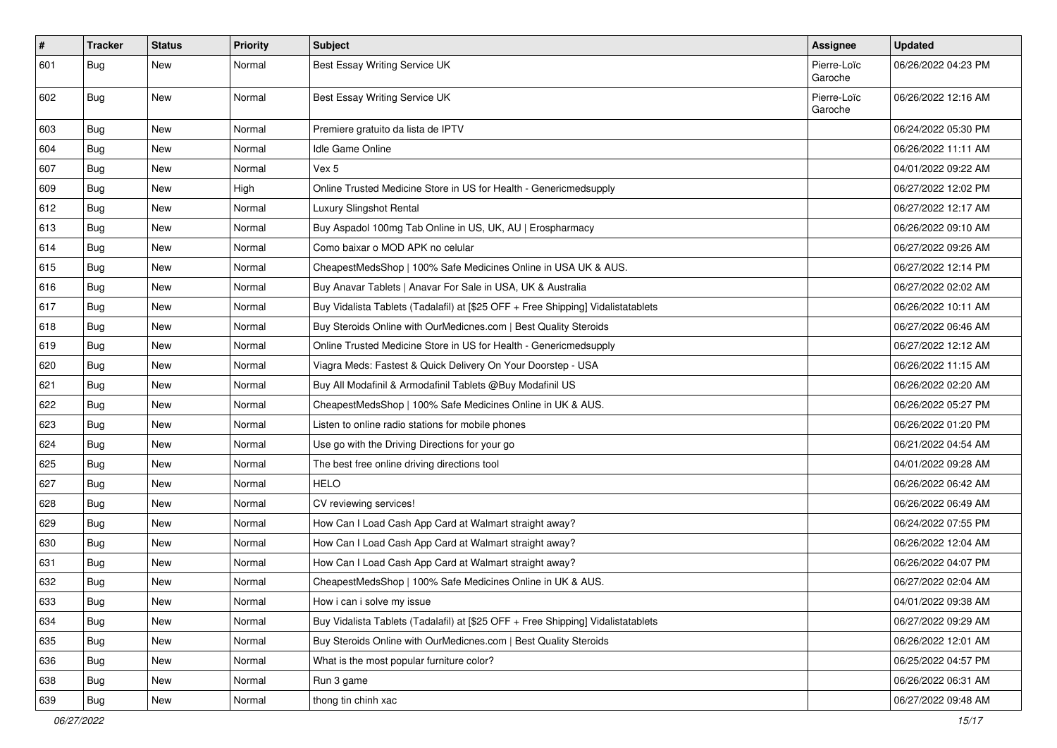| # | Tracker | Status | Priority | Subject | Assignee | Updated |
|---|---|---|---|---|---|---|
| 601 | Bug | New | Normal | Best Essay Writing Service UK | Pierre-Loïc Garoche | 06/26/2022 04:23 PM |
| 602 | Bug | New | Normal | Best Essay Writing Service UK | Pierre-Loïc Garoche | 06/26/2022 12:16 AM |
| 603 | Bug | New | Normal | Premiere gratuito da lista de IPTV | | 06/24/2022 05:30 PM |
| 604 | Bug | New | Normal | Idle Game Online | | 06/26/2022 11:11 AM |
| 607 | Bug | New | Normal | Vex 5 | | 04/01/2022 09:22 AM |
| 609 | Bug | New | High | Online Trusted Medicine Store in US for Health - Genericmedsupply | | 06/27/2022 12:02 PM |
| 612 | Bug | New | Normal | Luxury Slingshot Rental | | 06/27/2022 12:17 AM |
| 613 | Bug | New | Normal | Buy Aspadol 100mg Tab Online in US, UK, AU \| Erospharmacy | | 06/26/2022 09:10 AM |
| 614 | Bug | New | Normal | Como baixar o MOD APK no celular | | 06/27/2022 09:26 AM |
| 615 | Bug | New | Normal | CheapestMedsShop \| 100% Safe Medicines Online in USA UK & AUS. | | 06/27/2022 12:14 PM |
| 616 | Bug | New | Normal | Buy Anavar Tablets \| Anavar For Sale in USA, UK & Australia | | 06/27/2022 02:02 AM |
| 617 | Bug | New | Normal | Buy Vidalista Tablets (Tadalafil) at [$25 OFF + Free Shipping] Vidalistatablets | | 06/26/2022 10:11 AM |
| 618 | Bug | New | Normal | Buy Steroids Online with OurMedicnes.com \| Best Quality Steroids | | 06/27/2022 06:46 AM |
| 619 | Bug | New | Normal | Online Trusted Medicine Store in US for Health - Genericmedsupply | | 06/27/2022 12:12 AM |
| 620 | Bug | New | Normal | Viagra Meds: Fastest & Quick Delivery On Your Doorstep - USA | | 06/26/2022 11:15 AM |
| 621 | Bug | New | Normal | Buy All Modafinil & Armodafinil Tablets @Buy Modafinil US | | 06/26/2022 02:20 AM |
| 622 | Bug | New | Normal | CheapestMedsShop \| 100% Safe Medicines Online in UK & AUS. | | 06/26/2022 05:27 PM |
| 623 | Bug | New | Normal | Listen to online radio stations for mobile phones | | 06/26/2022 01:20 PM |
| 624 | Bug | New | Normal | Use go with the Driving Directions for your go | | 06/21/2022 04:54 AM |
| 625 | Bug | New | Normal | The best free online driving directions tool | | 04/01/2022 09:28 AM |
| 627 | Bug | New | Normal | HELO | | 06/26/2022 06:42 AM |
| 628 | Bug | New | Normal | CV reviewing services! | | 06/26/2022 06:49 AM |
| 629 | Bug | New | Normal | How Can I Load Cash App Card at Walmart straight away? | | 06/24/2022 07:55 PM |
| 630 | Bug | New | Normal | How Can I Load Cash App Card at Walmart straight away? | | 06/26/2022 12:04 AM |
| 631 | Bug | New | Normal | How Can I Load Cash App Card at Walmart straight away? | | 06/26/2022 04:07 PM |
| 632 | Bug | New | Normal | CheapestMedsShop \| 100% Safe Medicines Online in UK & AUS. | | 06/27/2022 02:04 AM |
| 633 | Bug | New | Normal | How i can i solve my issue | | 04/01/2022 09:38 AM |
| 634 | Bug | New | Normal | Buy Vidalista Tablets (Tadalafil) at [$25 OFF + Free Shipping] Vidalistatablets | | 06/27/2022 09:29 AM |
| 635 | Bug | New | Normal | Buy Steroids Online with OurMedicnes.com \| Best Quality Steroids | | 06/26/2022 12:01 AM |
| 636 | Bug | New | Normal | What is the most popular furniture color? | | 06/25/2022 04:57 PM |
| 638 | Bug | New | Normal | Run 3 game | | 06/26/2022 06:31 AM |
| 639 | Bug | New | Normal | thong tin chinh xac | | 06/27/2022 09:48 AM |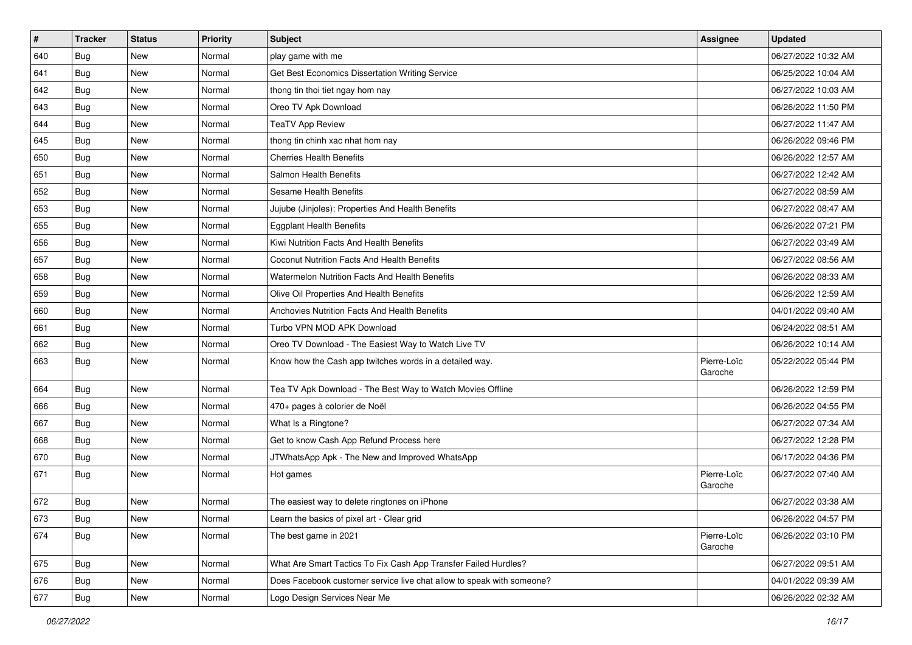| # | Tracker | Status | Priority | Subject | Assignee | Updated |
|---|---|---|---|---|---|---|
| 640 | Bug | New | Normal | play game with me | | 06/27/2022 10:32 AM |
| 641 | Bug | New | Normal | Get Best Economics Dissertation Writing Service | | 06/25/2022 10:04 AM |
| 642 | Bug | New | Normal | thong tin thoi tiet ngay hom nay | | 06/27/2022 10:03 AM |
| 643 | Bug | New | Normal | Oreo TV Apk Download | | 06/26/2022 11:50 PM |
| 644 | Bug | New | Normal | TeaTV App Review | | 06/27/2022 11:47 AM |
| 645 | Bug | New | Normal | thong tin chinh xac nhat hom nay | | 06/26/2022 09:46 PM |
| 650 | Bug | New | Normal | Cherries Health Benefits | | 06/26/2022 12:57 AM |
| 651 | Bug | New | Normal | Salmon Health Benefits | | 06/27/2022 12:42 AM |
| 652 | Bug | New | Normal | Sesame Health Benefits | | 06/27/2022 08:59 AM |
| 653 | Bug | New | Normal | Jujube (Jinjoles): Properties And Health Benefits | | 06/27/2022 08:47 AM |
| 655 | Bug | New | Normal | Eggplant Health Benefits | | 06/26/2022 07:21 PM |
| 656 | Bug | New | Normal | Kiwi Nutrition Facts And Health Benefits | | 06/27/2022 03:49 AM |
| 657 | Bug | New | Normal | Coconut Nutrition Facts And Health Benefits | | 06/27/2022 08:56 AM |
| 658 | Bug | New | Normal | Watermelon Nutrition Facts And Health Benefits | | 06/26/2022 08:33 AM |
| 659 | Bug | New | Normal | Olive Oil Properties And Health Benefits | | 06/26/2022 12:59 AM |
| 660 | Bug | New | Normal | Anchovies Nutrition Facts And Health Benefits | | 04/01/2022 09:40 AM |
| 661 | Bug | New | Normal | Turbo VPN MOD APK Download | | 06/24/2022 08:51 AM |
| 662 | Bug | New | Normal | Oreo TV Download - The Easiest Way to Watch Live TV | | 06/26/2022 10:14 AM |
| 663 | Bug | New | Normal | Know how the Cash app twitches words in a detailed way. | Pierre-Loïc Garoche | 05/22/2022 05:44 PM |
| 664 | Bug | New | Normal | Tea TV Apk Download - The Best Way to Watch Movies Offline | | 06/26/2022 12:59 PM |
| 666 | Bug | New | Normal | 470+ pages à colorier de Noël | | 06/26/2022 04:55 PM |
| 667 | Bug | New | Normal | What Is a Ringtone? | | 06/27/2022 07:34 AM |
| 668 | Bug | New | Normal | Get to know Cash App Refund Process here | | 06/27/2022 12:28 PM |
| 670 | Bug | New | Normal | JTWhatsApp Apk - The New and Improved WhatsApp | | 06/17/2022 04:36 PM |
| 671 | Bug | New | Normal | Hot games | Pierre-Loïc Garoche | 06/27/2022 07:40 AM |
| 672 | Bug | New | Normal | The easiest way to delete ringtones on iPhone | | 06/27/2022 03:38 AM |
| 673 | Bug | New | Normal | Learn the basics of pixel art - Clear grid | | 06/26/2022 04:57 PM |
| 674 | Bug | New | Normal | The best game in 2021 | Pierre-Loïc Garoche | 06/26/2022 03:10 PM |
| 675 | Bug | New | Normal | What Are Smart Tactics To Fix Cash App Transfer Failed Hurdles? | | 06/27/2022 09:51 AM |
| 676 | Bug | New | Normal | Does Facebook customer service live chat allow to speak with someone? | | 04/01/2022 09:39 AM |
| 677 | Bug | New | Normal | Logo Design Services Near Me | | 06/26/2022 02:32 AM |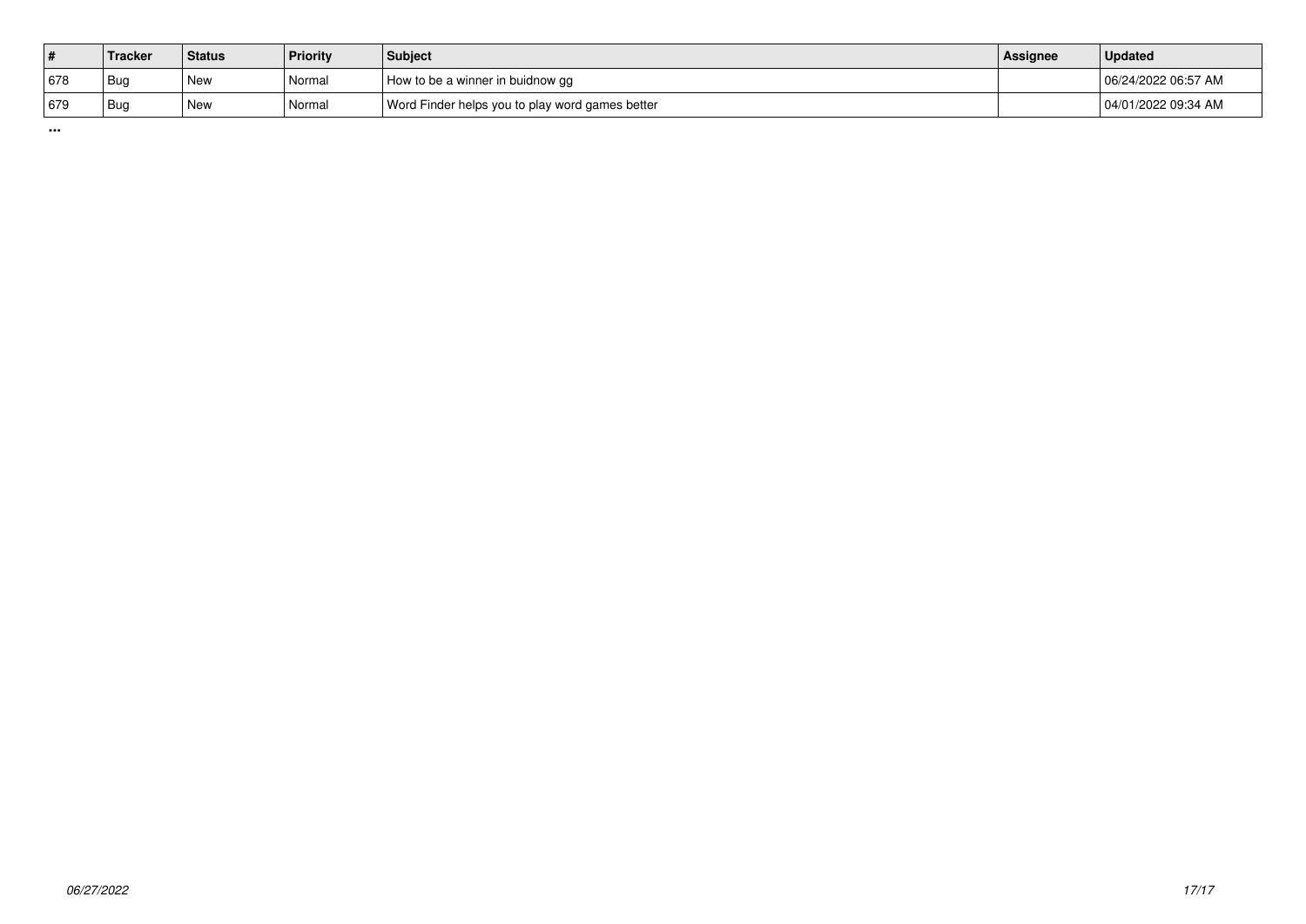| # | Tracker | Status | Priority | Subject | Assignee | Updated |
|---|---|---|---|---|---|---|
| 678 | Bug | New | Normal | How to be a winner in buidnow gg | | 06/24/2022 06:57 AM |
| 679 | Bug | New | Normal | Word Finder helps you to play word games better | | 04/01/2022 09:34 AM |

...